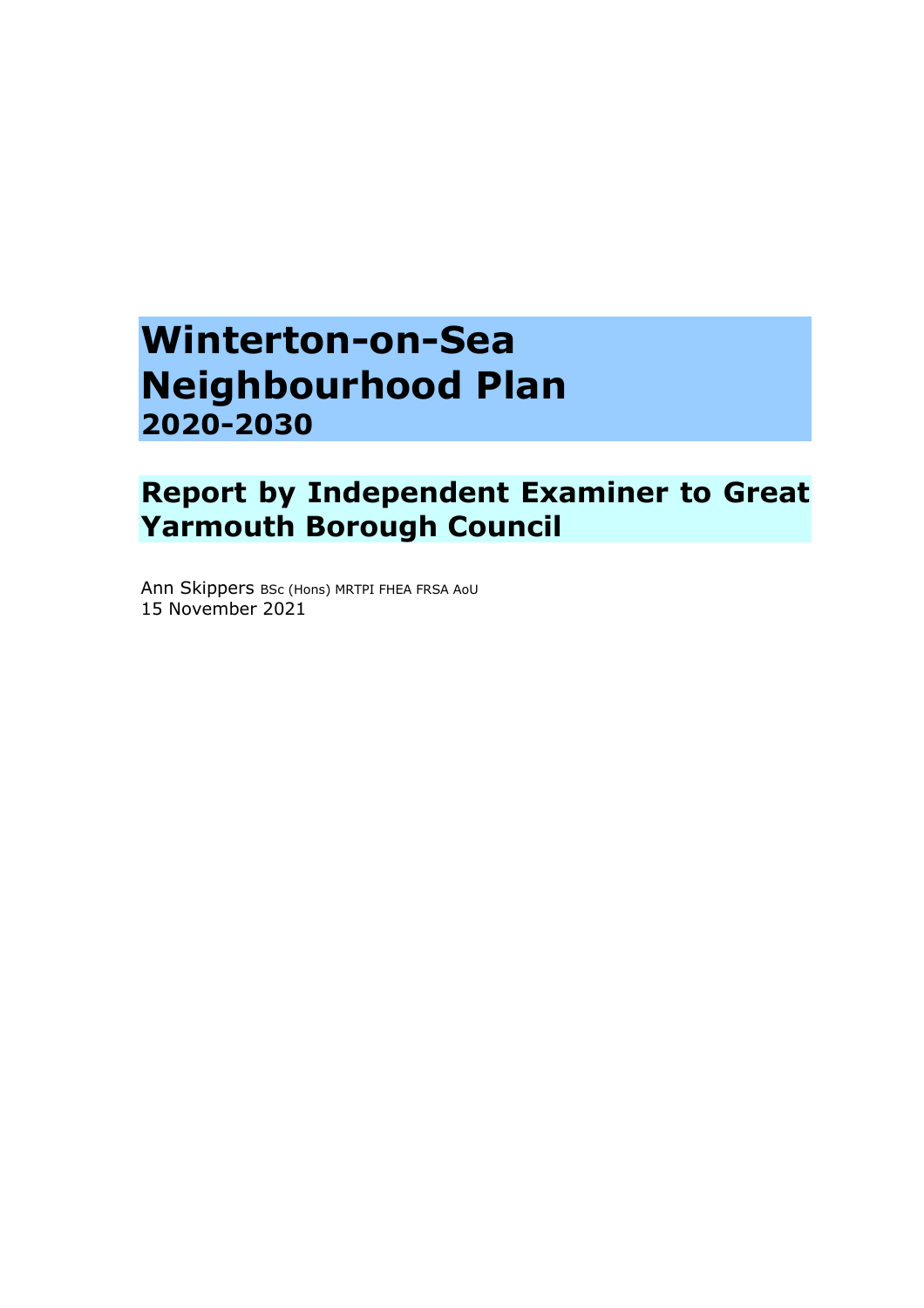# Winterton-on-Sea Neighbourhood Plan
## 2020-2030

## Report by Independent Examiner to Great Yarmouth Borough Council

Ann Skippers BSc (Hons) MRTPI FHEA FRSA AoU
15 November 2021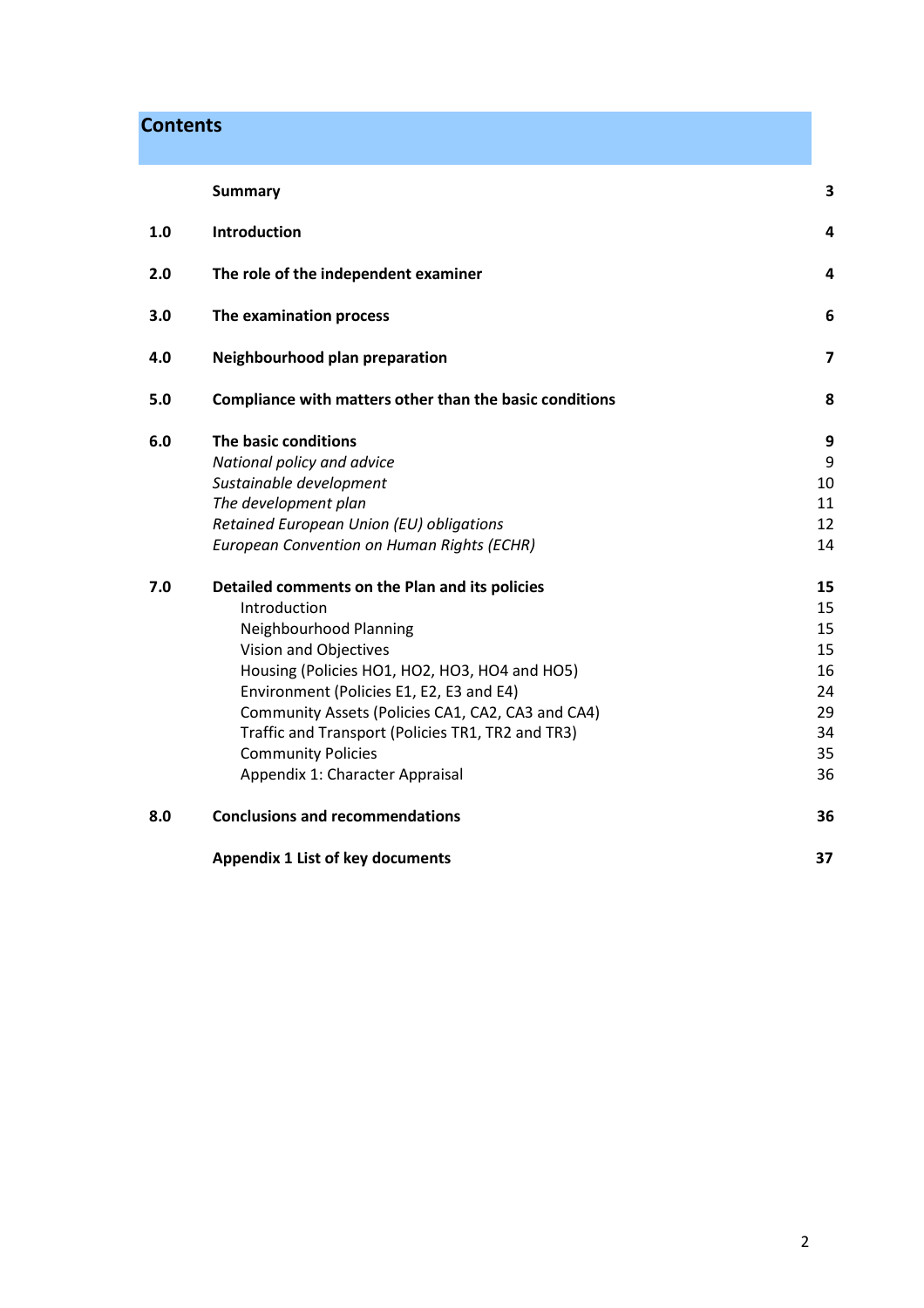## Contents

| | | |
|---|---|---|
| | **Summary** | **3** |
| **1.0** | **Introduction** | **4** |
| **2.0** | **The role of the independent examiner** | **4** |
| **3.0** | **The examination process** | **6** |
| **4.0** | **Neighbourhood plan preparation** | **7** |
| **5.0** | **Compliance with matters other than the basic conditions** | **8** |
| **6.0** | **The basic conditions** | **9** |
| | *National policy and advice* | 9 |
| | *Sustainable development* | 10 |
| | *The development plan* | 11 |
| | *Retained European Union (EU) obligations* | 12 |
| | *European Convention on Human Rights (ECHR)* | 14 |
| **7.0** | **Detailed comments on the Plan and its policies** | **15** |
| | Introduction | 15 |
| | Neighbourhood Planning | 15 |
| | Vision and Objectives | 15 |
| | Housing (Policies HO1, HO2, HO3, HO4 and HO5) | 16 |
| | Environment (Policies E1, E2, E3 and E4) | 24 |
| | Community Assets (Policies CA1, CA2, CA3 and CA4) | 29 |
| | Traffic and Transport (Policies TR1, TR2 and TR3) | 34 |
| | Community Policies | 35 |
| | Appendix 1: Character Appraisal | 36 |
| **8.0** | **Conclusions and recommendations** | **36** |
| | **Appendix 1 List of key documents** | **37** |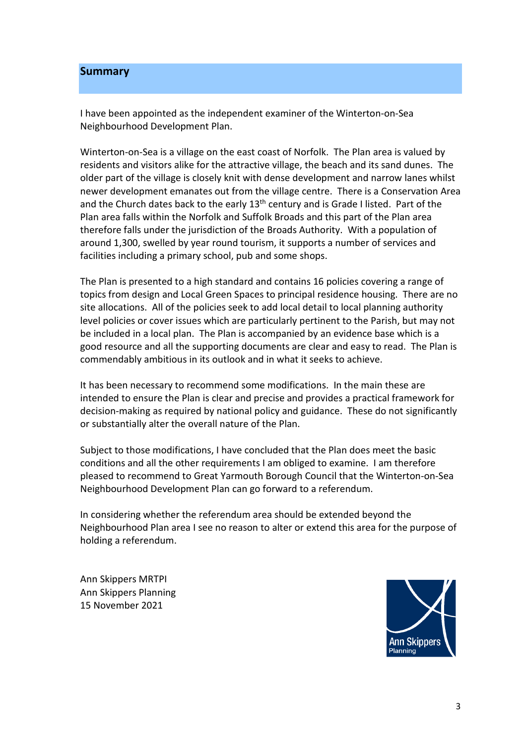## Summary

I have been appointed as the independent examiner of the Winterton-on-Sea Neighbourhood Development Plan.

Winterton-on-Sea is a village on the east coast of Norfolk. The Plan area is valued by residents and visitors alike for the attractive village, the beach and its sand dunes. The older part of the village is closely knit with dense development and narrow lanes whilst newer development emanates out from the village centre. There is a Conservation Area and the Church dates back to the early 13th century and is Grade I listed. Part of the Plan area falls within the Norfolk and Suffolk Broads and this part of the Plan area therefore falls under the jurisdiction of the Broads Authority. With a population of around 1,300, swelled by year round tourism, it supports a number of services and facilities including a primary school, pub and some shops.

The Plan is presented to a high standard and contains 16 policies covering a range of topics from design and Local Green Spaces to principal residence housing. There are no site allocations. All of the policies seek to add local detail to local planning authority level policies or cover issues which are particularly pertinent to the Parish, but may not be included in a local plan. The Plan is accompanied by an evidence base which is a good resource and all the supporting documents are clear and easy to read. The Plan is commendably ambitious in its outlook and in what it seeks to achieve.

It has been necessary to recommend some modifications. In the main these are intended to ensure the Plan is clear and precise and provides a practical framework for decision-making as required by national policy and guidance. These do not significantly or substantially alter the overall nature of the Plan.

Subject to those modifications, I have concluded that the Plan does meet the basic conditions and all the other requirements I am obliged to examine. I am therefore pleased to recommend to Great Yarmouth Borough Council that the Winterton-on-Sea Neighbourhood Development Plan can go forward to a referendum.

In considering whether the referendum area should be extended beyond the Neighbourhood Plan area I see no reason to alter or extend this area for the purpose of holding a referendum.

Ann Skippers MRTPI
Ann Skippers Planning
15 November 2021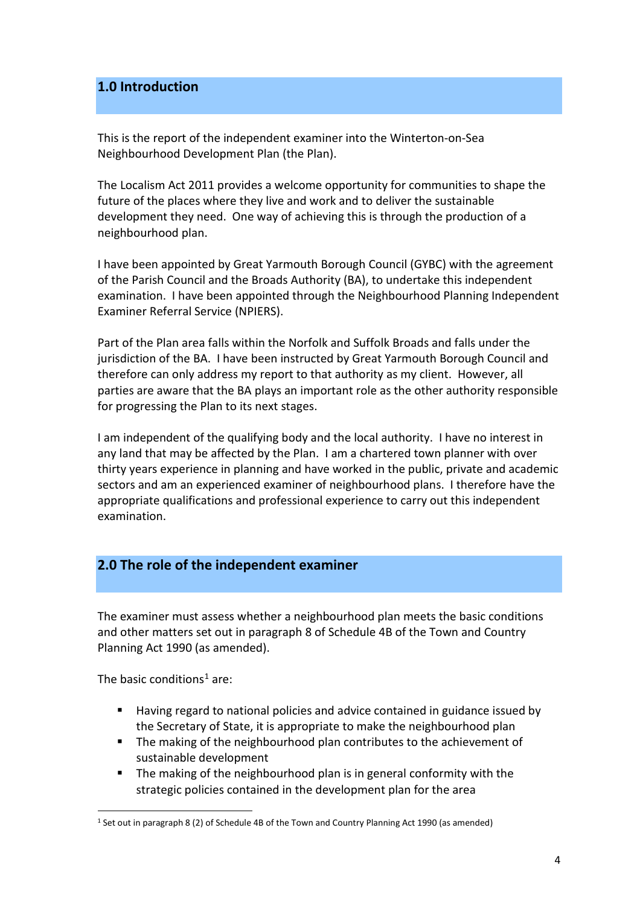## 1.0 Introduction

This is the report of the independent examiner into the Winterton-on-Sea Neighbourhood Development Plan (the Plan).

The Localism Act 2011 provides a welcome opportunity for communities to shape the future of the places where they live and work and to deliver the sustainable development they need. One way of achieving this is through the production of a neighbourhood plan.

I have been appointed by Great Yarmouth Borough Council (GYBC) with the agreement of the Parish Council and the Broads Authority (BA), to undertake this independent examination. I have been appointed through the Neighbourhood Planning Independent Examiner Referral Service (NPIERS).

Part of the Plan area falls within the Norfolk and Suffolk Broads and falls under the jurisdiction of the BA. I have been instructed by Great Yarmouth Borough Council and therefore can only address my report to that authority as my client. However, all parties are aware that the BA plays an important role as the other authority responsible for progressing the Plan to its next stages.

I am independent of the qualifying body and the local authority. I have no interest in any land that may be affected by the Plan. I am a chartered town planner with over thirty years experience in planning and have worked in the public, private and academic sectors and am an experienced examiner of neighbourhood plans. I therefore have the appropriate qualifications and professional experience to carry out this independent examination.

## 2.0 The role of the independent examiner

The examiner must assess whether a neighbourhood plan meets the basic conditions and other matters set out in paragraph 8 of Schedule 4B of the Town and Country Planning Act 1990 (as amended).

The basic conditions[1] are:

- Having regard to national policies and advice contained in guidance issued by the Secretary of State, it is appropriate to make the neighbourhood plan
- The making of the neighbourhood plan contributes to the achievement of sustainable development
- The making of the neighbourhood plan is in general conformity with the strategic policies contained in the development plan for the area

[1] Set out in paragraph 8 (2) of Schedule 4B of the Town and Country Planning Act 1990 (as amended)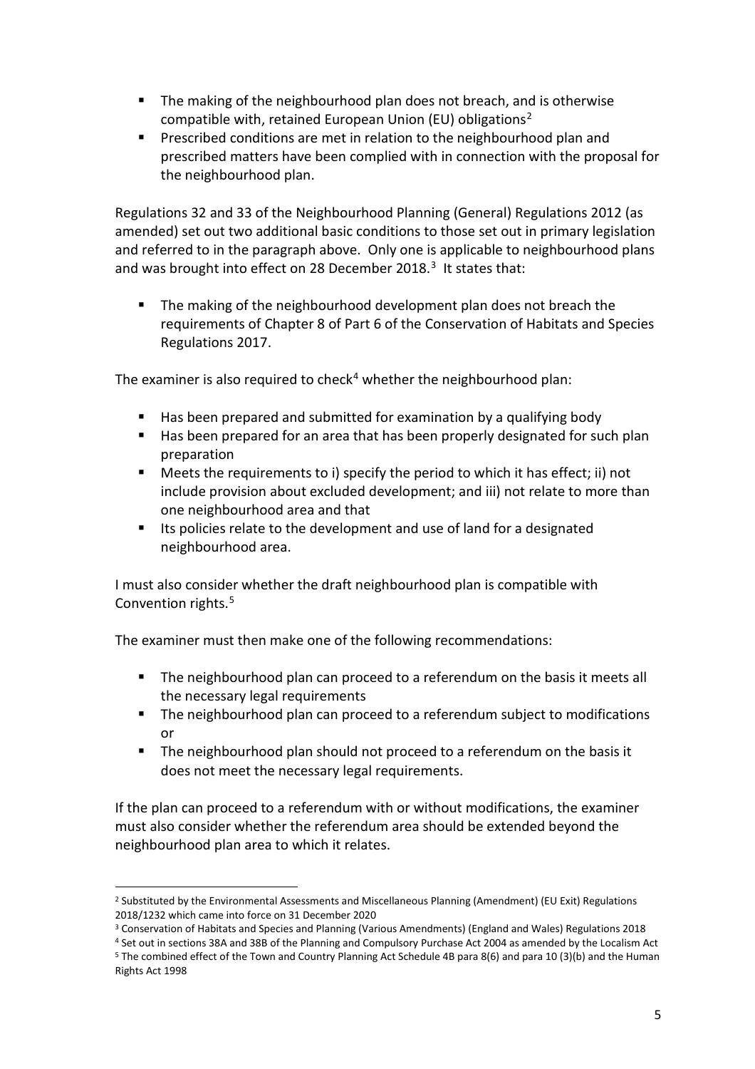- The making of the neighbourhood plan does not breach, and is otherwise compatible with, retained European Union (EU) obligations[2]
- Prescribed conditions are met in relation to the neighbourhood plan and prescribed matters have been complied with in connection with the proposal for the neighbourhood plan.

Regulations 32 and 33 of the Neighbourhood Planning (General) Regulations 2012 (as amended) set out two additional basic conditions to those set out in primary legislation and referred to in the paragraph above. Only one is applicable to neighbourhood plans and was brought into effect on 28 December 2018.[3] It states that:

- The making of the neighbourhood development plan does not breach the requirements of Chapter 8 of Part 6 of the Conservation of Habitats and Species Regulations 2017.

The examiner is also required to check[4] whether the neighbourhood plan:

- Has been prepared and submitted for examination by a qualifying body
- Has been prepared for an area that has been properly designated for such plan preparation
- Meets the requirements to i) specify the period to which it has effect; ii) not include provision about excluded development; and iii) not relate to more than one neighbourhood area and that
- Its policies relate to the development and use of land for a designated neighbourhood area.

I must also consider whether the draft neighbourhood plan is compatible with Convention rights.[5]

The examiner must then make one of the following recommendations:

- The neighbourhood plan can proceed to a referendum on the basis it meets all the necessary legal requirements
- The neighbourhood plan can proceed to a referendum subject to modifications or
- The neighbourhood plan should not proceed to a referendum on the basis it does not meet the necessary legal requirements.

If the plan can proceed to a referendum with or without modifications, the examiner must also consider whether the referendum area should be extended beyond the neighbourhood plan area to which it relates.

---

[2] Substituted by the Environmental Assessments and Miscellaneous Planning (Amendment) (EU Exit) Regulations 2018/1232 which came into force on 31 December 2020

[3] Conservation of Habitats and Species and Planning (Various Amendments) (England and Wales) Regulations 2018

[4] Set out in sections 38A and 38B of the Planning and Compulsory Purchase Act 2004 as amended by the Localism Act

[5] The combined effect of the Town and Country Planning Act Schedule 4B para 8(6) and para 10 (3)(b) and the Human Rights Act 1998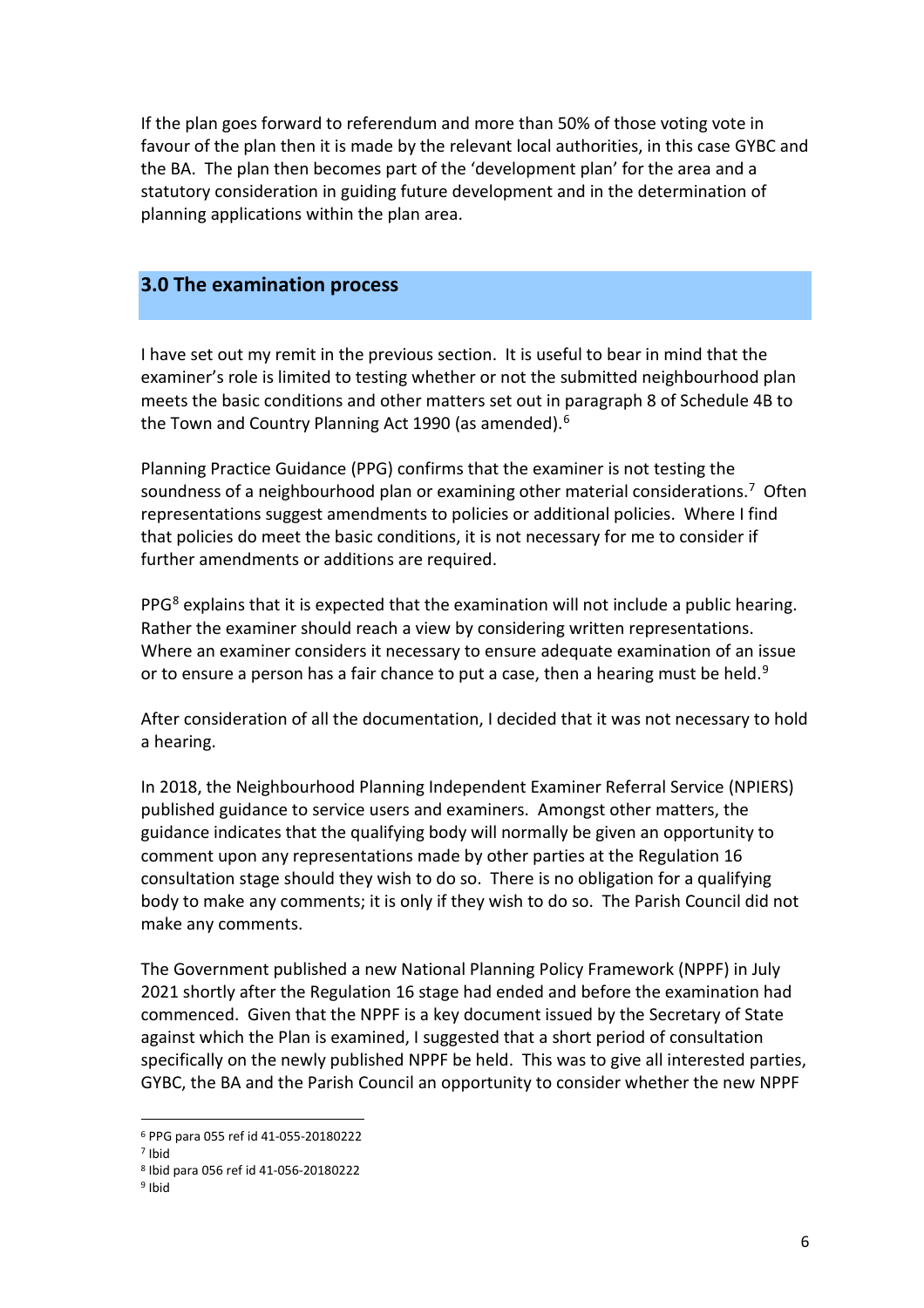If the plan goes forward to referendum and more than 50% of those voting vote in favour of the plan then it is made by the relevant local authorities, in this case GYBC and the BA. The plan then becomes part of the 'development plan' for the area and a statutory consideration in guiding future development and in the determination of planning applications within the plan area.

## 3.0 The examination process

I have set out my remit in the previous section. It is useful to bear in mind that the examiner's role is limited to testing whether or not the submitted neighbourhood plan meets the basic conditions and other matters set out in paragraph 8 of Schedule 4B to the Town and Country Planning Act 1990 (as amended).[6]

Planning Practice Guidance (PPG) confirms that the examiner is not testing the soundness of a neighbourhood plan or examining other material considerations.[7] Often representations suggest amendments to policies or additional policies. Where I find that policies do meet the basic conditions, it is not necessary for me to consider if further amendments or additions are required.

PPG[8] explains that it is expected that the examination will not include a public hearing. Rather the examiner should reach a view by considering written representations. Where an examiner considers it necessary to ensure adequate examination of an issue or to ensure a person has a fair chance to put a case, then a hearing must be held.[9]

After consideration of all the documentation, I decided that it was not necessary to hold a hearing.

In 2018, the Neighbourhood Planning Independent Examiner Referral Service (NPIERS) published guidance to service users and examiners. Amongst other matters, the guidance indicates that the qualifying body will normally be given an opportunity to comment upon any representations made by other parties at the Regulation 16 consultation stage should they wish to do so. There is no obligation for a qualifying body to make any comments; it is only if they wish to do so. The Parish Council did not make any comments.

The Government published a new National Planning Policy Framework (NPPF) in July 2021 shortly after the Regulation 16 stage had ended and before the examination had commenced. Given that the NPPF is a key document issued by the Secretary of State against which the Plan is examined, I suggested that a short period of consultation specifically on the newly published NPPF be held. This was to give all interested parties, GYBC, the BA and the Parish Council an opportunity to consider whether the new NPPF

---

[6] PPG para 055 ref id 41-055-20180222
[7] Ibid
[8] Ibid para 056 ref id 41-056-20180222
[9] Ibid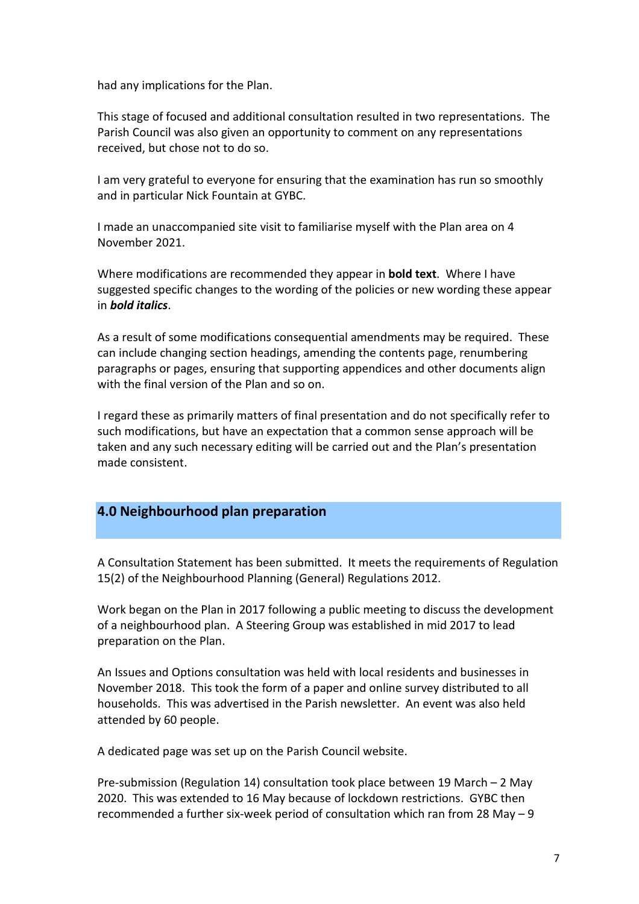had any implications for the Plan.

This stage of focused and additional consultation resulted in two representations. The Parish Council was also given an opportunity to comment on any representations received, but chose not to do so.

I am very grateful to everyone for ensuring that the examination has run so smoothly and in particular Nick Fountain at GYBC.

I made an unaccompanied site visit to familiarise myself with the Plan area on 4 November 2021.

Where modifications are recommended they appear in **bold text**. Where I have suggested specific changes to the wording of the policies or new wording these appear in ***bold italics***.

As a result of some modifications consequential amendments may be required. These can include changing section headings, amending the contents page, renumbering paragraphs or pages, ensuring that supporting appendices and other documents align with the final version of the Plan and so on.

I regard these as primarily matters of final presentation and do not specifically refer to such modifications, but have an expectation that a common sense approach will be taken and any such necessary editing will be carried out and the Plan's presentation made consistent.

## 4.0 Neighbourhood plan preparation

A Consultation Statement has been submitted. It meets the requirements of Regulation 15(2) of the Neighbourhood Planning (General) Regulations 2012.

Work began on the Plan in 2017 following a public meeting to discuss the development of a neighbourhood plan. A Steering Group was established in mid 2017 to lead preparation on the Plan.

An Issues and Options consultation was held with local residents and businesses in November 2018. This took the form of a paper and online survey distributed to all households. This was advertised in the Parish newsletter. An event was also held attended by 60 people.

A dedicated page was set up on the Parish Council website.

Pre-submission (Regulation 14) consultation took place between 19 March – 2 May 2020. This was extended to 16 May because of lockdown restrictions. GYBC then recommended a further six-week period of consultation which ran from 28 May – 9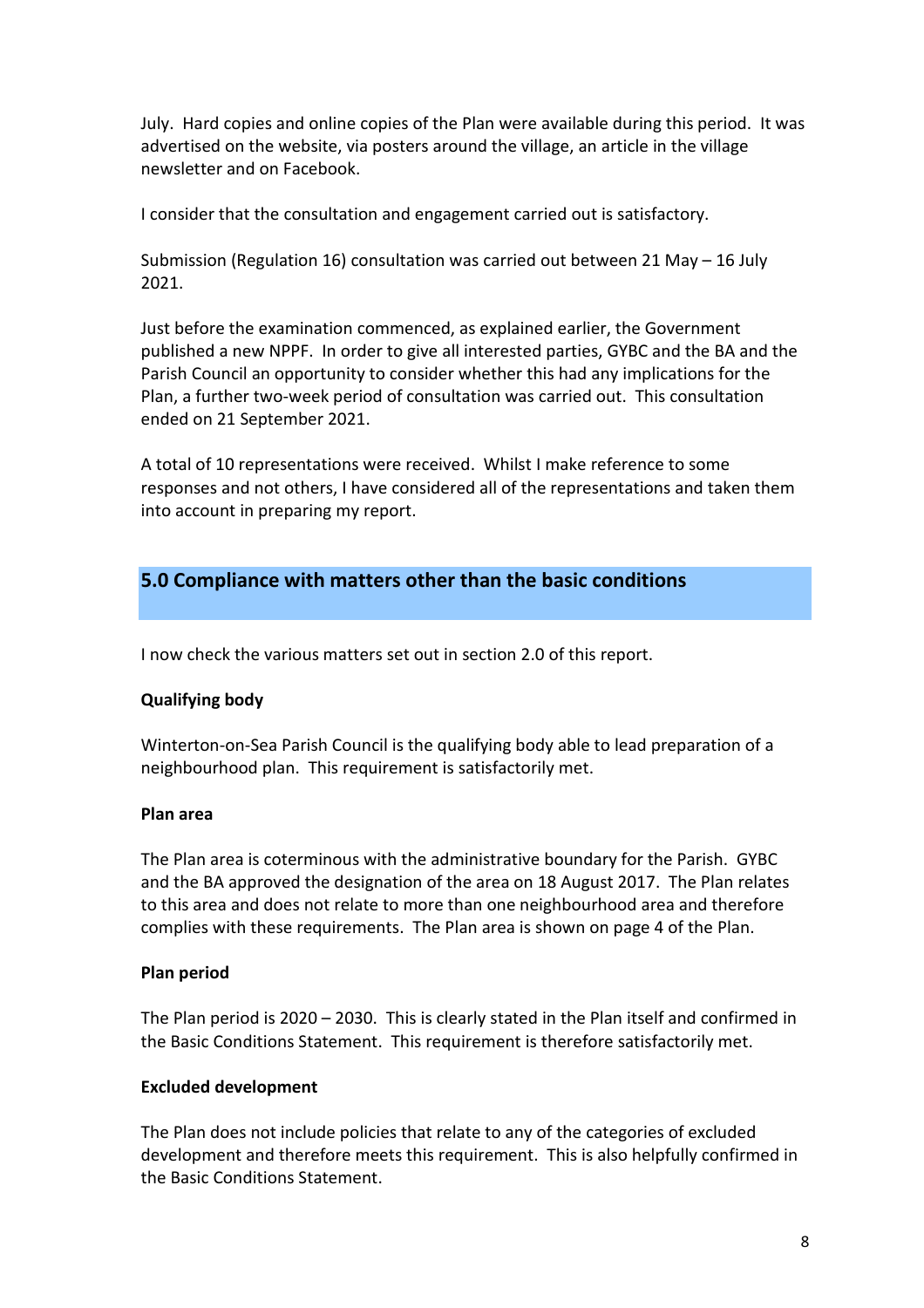July. Hard copies and online copies of the Plan were available during this period. It was advertised on the website, via posters around the village, an article in the village newsletter and on Facebook.

I consider that the consultation and engagement carried out is satisfactory.

Submission (Regulation 16) consultation was carried out between 21 May – 16 July 2021.

Just before the examination commenced, as explained earlier, the Government published a new NPPF. In order to give all interested parties, GYBC and the BA and the Parish Council an opportunity to consider whether this had any implications for the Plan, a further two-week period of consultation was carried out. This consultation ended on 21 September 2021.

A total of 10 representations were received. Whilst I make reference to some responses and not others, I have considered all of the representations and taken them into account in preparing my report.

## 5.0 Compliance with matters other than the basic conditions

I now check the various matters set out in section 2.0 of this report.

**Qualifying body**

Winterton-on-Sea Parish Council is the qualifying body able to lead preparation of a neighbourhood plan. This requirement is satisfactorily met.

**Plan area**

The Plan area is coterminous with the administrative boundary for the Parish. GYBC and the BA approved the designation of the area on 18 August 2017. The Plan relates to this area and does not relate to more than one neighbourhood area and therefore complies with these requirements. The Plan area is shown on page 4 of the Plan.

**Plan period**

The Plan period is 2020 – 2030. This is clearly stated in the Plan itself and confirmed in the Basic Conditions Statement. This requirement is therefore satisfactorily met.

**Excluded development**

The Plan does not include policies that relate to any of the categories of excluded development and therefore meets this requirement. This is also helpfully confirmed in the Basic Conditions Statement.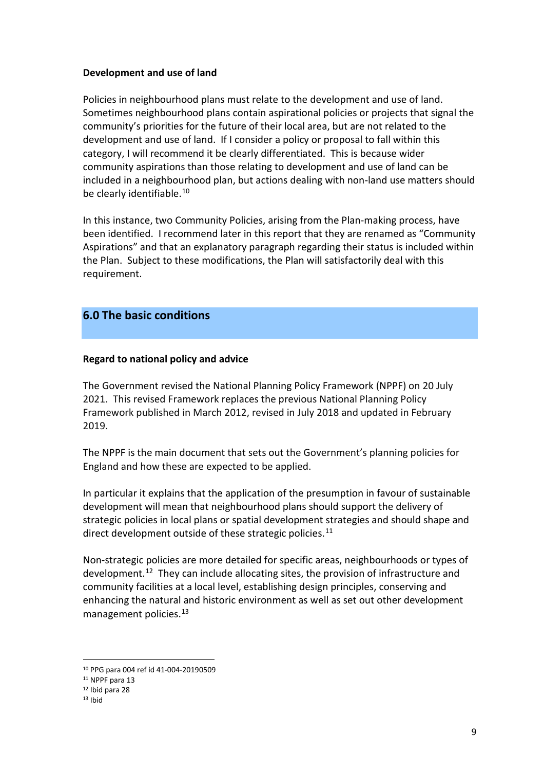**Development and use of land**

Policies in neighbourhood plans must relate to the development and use of land. Sometimes neighbourhood plans contain aspirational policies or projects that signal the community's priorities for the future of their local area, but are not related to the development and use of land. If I consider a policy or proposal to fall within this category, I will recommend it be clearly differentiated. This is because wider community aspirations than those relating to development and use of land can be included in a neighbourhood plan, but actions dealing with non-land use matters should be clearly identifiable.[10]

In this instance, two Community Policies, arising from the Plan-making process, have been identified. I recommend later in this report that they are renamed as "Community Aspirations" and that an explanatory paragraph regarding their status is included within the Plan. Subject to these modifications, the Plan will satisfactorily deal with this requirement.

## 6.0 The basic conditions

**Regard to national policy and advice**

The Government revised the National Planning Policy Framework (NPPF) on 20 July 2021. This revised Framework replaces the previous National Planning Policy Framework published in March 2012, revised in July 2018 and updated in February 2019.

The NPPF is the main document that sets out the Government's planning policies for England and how these are expected to be applied.

In particular it explains that the application of the presumption in favour of sustainable development will mean that neighbourhood plans should support the delivery of strategic policies in local plans or spatial development strategies and should shape and direct development outside of these strategic policies.[11]

Non-strategic policies are more detailed for specific areas, neighbourhoods or types of development.[12] They can include allocating sites, the provision of infrastructure and community facilities at a local level, establishing design principles, conserving and enhancing the natural and historic environment as well as set out other development management policies.[13]

---

[10] PPG para 004 ref id 41-004-20190509
[11] NPPF para 13
[12] Ibid para 28
[13] Ibid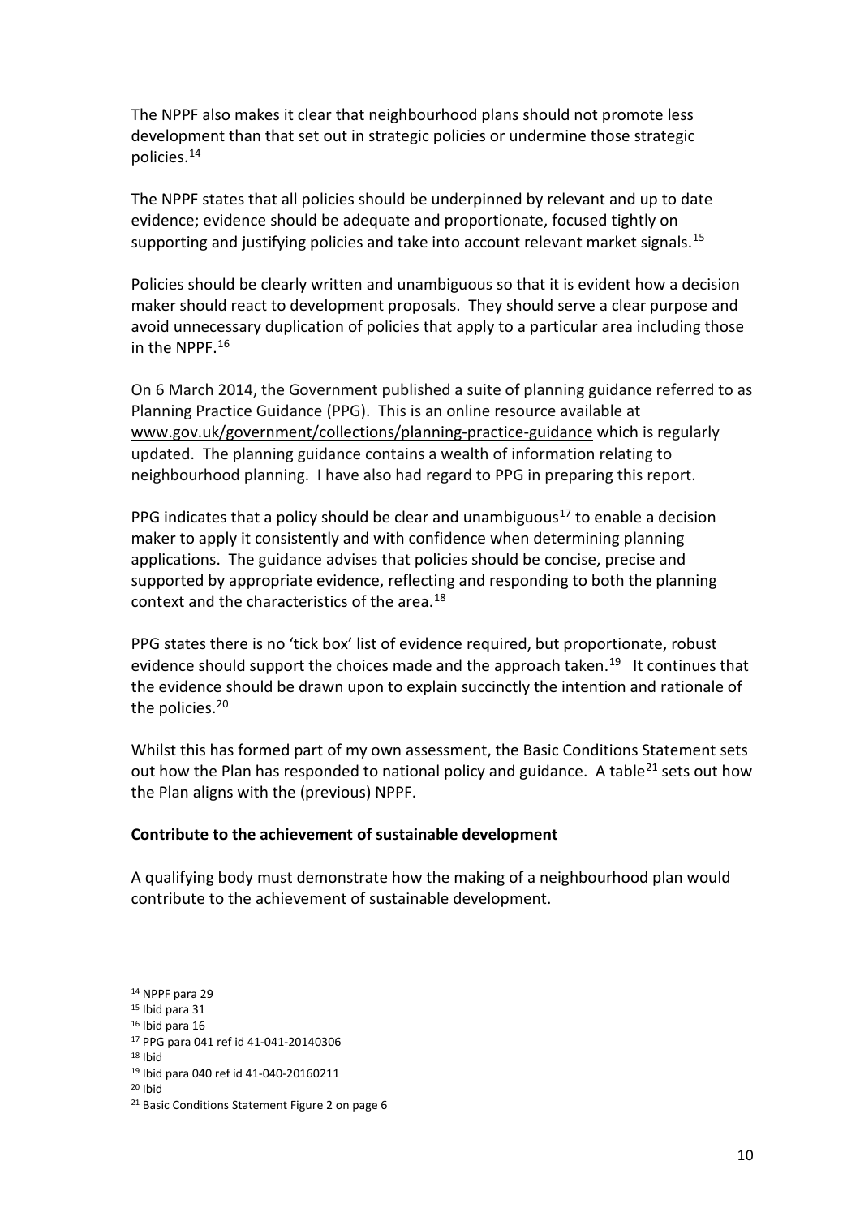The NPPF also makes it clear that neighbourhood plans should not promote less development than that set out in strategic policies or undermine those strategic policies.[14]

The NPPF states that all policies should be underpinned by relevant and up to date evidence; evidence should be adequate and proportionate, focused tightly on supporting and justifying policies and take into account relevant market signals.[15]

Policies should be clearly written and unambiguous so that it is evident how a decision maker should react to development proposals. They should serve a clear purpose and avoid unnecessary duplication of policies that apply to a particular area including those in the NPPF.[16]

On 6 March 2014, the Government published a suite of planning guidance referred to as Planning Practice Guidance (PPG). This is an online resource available at www.gov.uk/government/collections/planning-practice-guidance which is regularly updated. The planning guidance contains a wealth of information relating to neighbourhood planning. I have also had regard to PPG in preparing this report.

PPG indicates that a policy should be clear and unambiguous[17] to enable a decision maker to apply it consistently and with confidence when determining planning applications. The guidance advises that policies should be concise, precise and supported by appropriate evidence, reflecting and responding to both the planning context and the characteristics of the area.[18]

PPG states there is no 'tick box' list of evidence required, but proportionate, robust evidence should support the choices made and the approach taken.[19] It continues that the evidence should be drawn upon to explain succinctly the intention and rationale of the policies.[20]

Whilst this has formed part of my own assessment, the Basic Conditions Statement sets out how the Plan has responded to national policy and guidance. A table[21] sets out how the Plan aligns with the (previous) NPPF.

**Contribute to the achievement of sustainable development**

A qualifying body must demonstrate how the making of a neighbourhood plan would contribute to the achievement of sustainable development.

[14] NPPF para 29
[15] Ibid para 31
[16] Ibid para 16
[17] PPG para 041 ref id 41-041-20140306
[18] Ibid
[19] Ibid para 040 ref id 41-040-20160211
[20] Ibid
[21] Basic Conditions Statement Figure 2 on page 6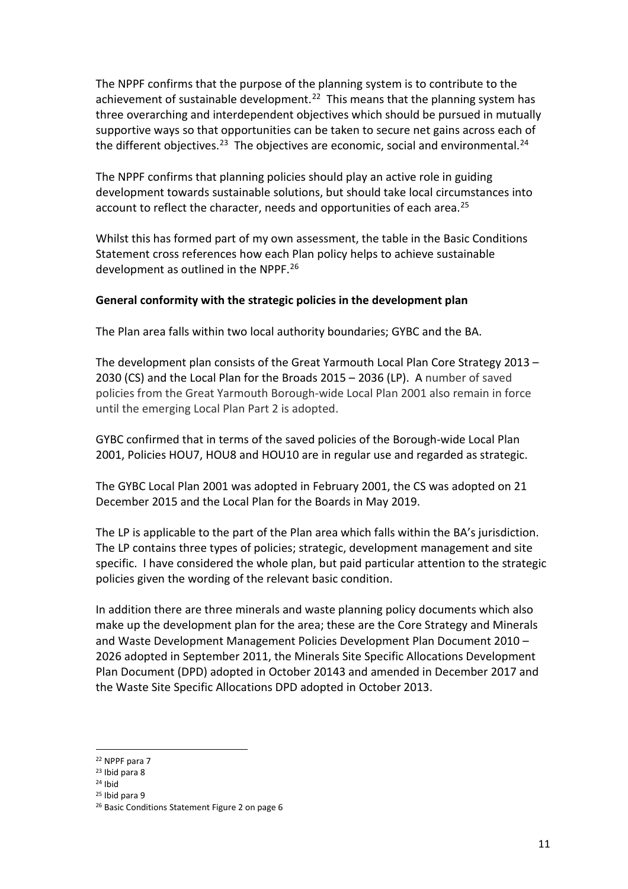The NPPF confirms that the purpose of the planning system is to contribute to the achievement of sustainable development.[22] This means that the planning system has three overarching and interdependent objectives which should be pursued in mutually supportive ways so that opportunities can be taken to secure net gains across each of the different objectives.[23] The objectives are economic, social and environmental.[24]

The NPPF confirms that planning policies should play an active role in guiding development towards sustainable solutions, but should take local circumstances into account to reflect the character, needs and opportunities of each area.[25]

Whilst this has formed part of my own assessment, the table in the Basic Conditions Statement cross references how each Plan policy helps to achieve sustainable development as outlined in the NPPF.[26]

**General conformity with the strategic policies in the development plan**

The Plan area falls within two local authority boundaries; GYBC and the BA.

The development plan consists of the Great Yarmouth Local Plan Core Strategy 2013 – 2030 (CS) and the Local Plan for the Broads 2015 – 2036 (LP). A number of saved policies from the Great Yarmouth Borough-wide Local Plan 2001 also remain in force until the emerging Local Plan Part 2 is adopted.

GYBC confirmed that in terms of the saved policies of the Borough-wide Local Plan 2001, Policies HOU7, HOU8 and HOU10 are in regular use and regarded as strategic.

The GYBC Local Plan 2001 was adopted in February 2001, the CS was adopted on 21 December 2015 and the Local Plan for the Boards in May 2019.

The LP is applicable to the part of the Plan area which falls within the BA's jurisdiction. The LP contains three types of policies; strategic, development management and site specific. I have considered the whole plan, but paid particular attention to the strategic policies given the wording of the relevant basic condition.

In addition there are three minerals and waste planning policy documents which also make up the development plan for the area; these are the Core Strategy and Minerals and Waste Development Management Policies Development Plan Document 2010 – 2026 adopted in September 2011, the Minerals Site Specific Allocations Development Plan Document (DPD) adopted in October 20143 and amended in December 2017 and the Waste Site Specific Allocations DPD adopted in October 2013.

---

[22] NPPF para 7

[23] Ibid para 8

[24] Ibid

[25] Ibid para 9

[26] Basic Conditions Statement Figure 2 on page 6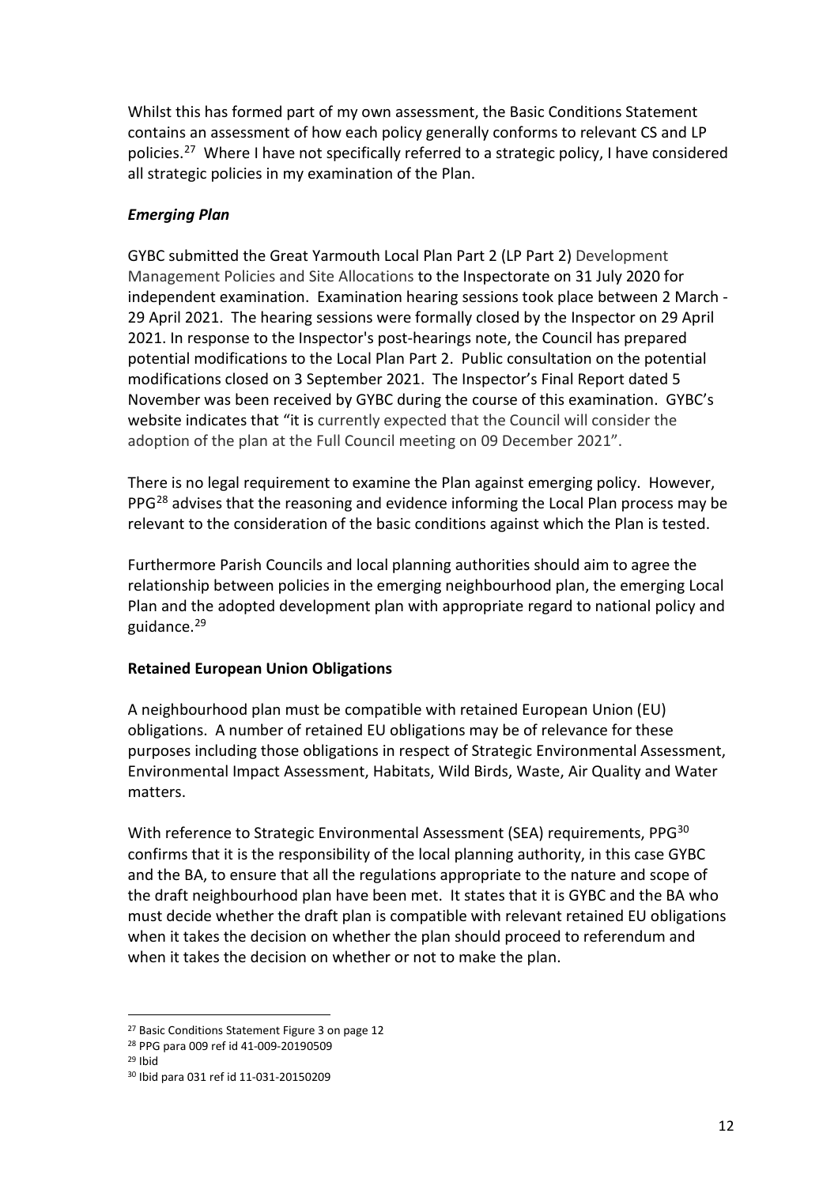Whilst this has formed part of my own assessment, the Basic Conditions Statement contains an assessment of how each policy generally conforms to relevant CS and LP policies.[27] Where I have not specifically referred to a strategic policy, I have considered all strategic policies in my examination of the Plan.

### *Emerging Plan*

GYBC submitted the Great Yarmouth Local Plan Part 2 (LP Part 2) Development Management Policies and Site Allocations to the Inspectorate on 31 July 2020 for independent examination. Examination hearing sessions took place between 2 March - 29 April 2021. The hearing sessions were formally closed by the Inspector on 29 April 2021. In response to the Inspector's post-hearings note, the Council has prepared potential modifications to the Local Plan Part 2. Public consultation on the potential modifications closed on 3 September 2021. The Inspector's Final Report dated 5 November was been received by GYBC during the course of this examination. GYBC's website indicates that "it is currently expected that the Council will consider the adoption of the plan at the Full Council meeting on 09 December 2021".

There is no legal requirement to examine the Plan against emerging policy. However, PPG[28] advises that the reasoning and evidence informing the Local Plan process may be relevant to the consideration of the basic conditions against which the Plan is tested.

Furthermore Parish Councils and local planning authorities should aim to agree the relationship between policies in the emerging neighbourhood plan, the emerging Local Plan and the adopted development plan with appropriate regard to national policy and guidance.[29]

## Retained European Union Obligations

A neighbourhood plan must be compatible with retained European Union (EU) obligations. A number of retained EU obligations may be of relevance for these purposes including those obligations in respect of Strategic Environmental Assessment, Environmental Impact Assessment, Habitats, Wild Birds, Waste, Air Quality and Water matters.

With reference to Strategic Environmental Assessment (SEA) requirements, PPG[30] confirms that it is the responsibility of the local planning authority, in this case GYBC and the BA, to ensure that all the regulations appropriate to the nature and scope of the draft neighbourhood plan have been met. It states that it is GYBC and the BA who must decide whether the draft plan is compatible with relevant retained EU obligations when it takes the decision on whether the plan should proceed to referendum and when it takes the decision on whether or not to make the plan.

---

[27] Basic Conditions Statement Figure 3 on page 12

[28] PPG para 009 ref id 41-009-20190509

[29] Ibid

[30] Ibid para 031 ref id 11-031-20150209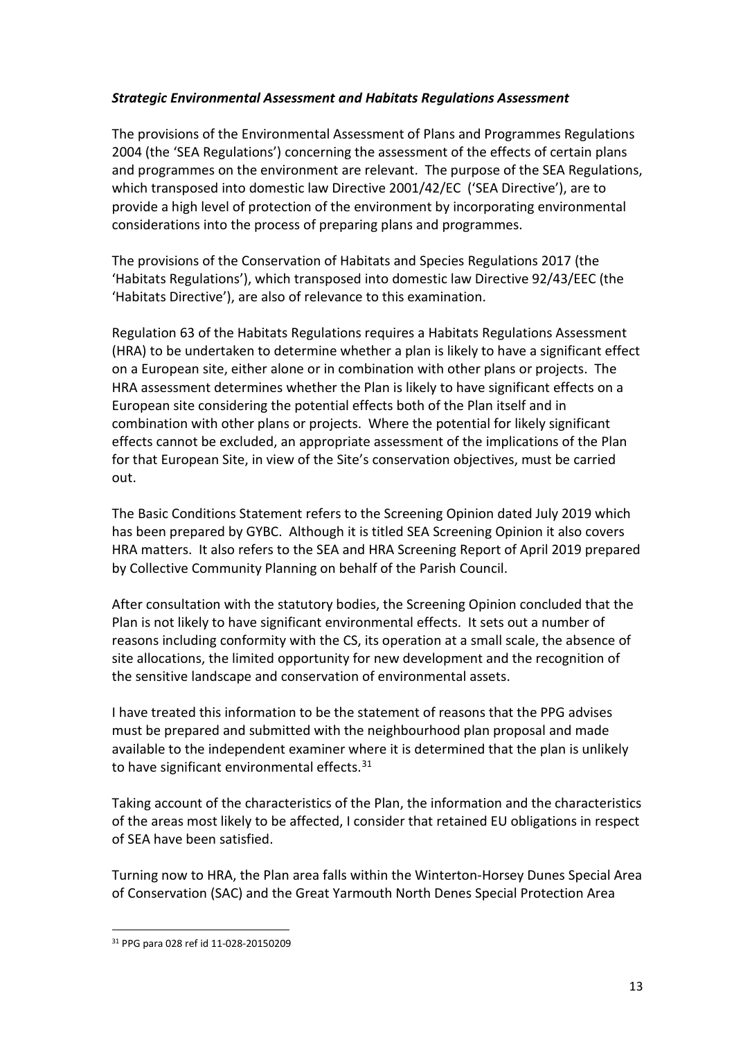### *Strategic Environmental Assessment and Habitats Regulations Assessment*

The provisions of the Environmental Assessment of Plans and Programmes Regulations 2004 (the 'SEA Regulations') concerning the assessment of the effects of certain plans and programmes on the environment are relevant. The purpose of the SEA Regulations, which transposed into domestic law Directive 2001/42/EC ('SEA Directive'), are to provide a high level of protection of the environment by incorporating environmental considerations into the process of preparing plans and programmes.

The provisions of the Conservation of Habitats and Species Regulations 2017 (the 'Habitats Regulations'), which transposed into domestic law Directive 92/43/EEC (the 'Habitats Directive'), are also of relevance to this examination.

Regulation 63 of the Habitats Regulations requires a Habitats Regulations Assessment (HRA) to be undertaken to determine whether a plan is likely to have a significant effect on a European site, either alone or in combination with other plans or projects. The HRA assessment determines whether the Plan is likely to have significant effects on a European site considering the potential effects both of the Plan itself and in combination with other plans or projects. Where the potential for likely significant effects cannot be excluded, an appropriate assessment of the implications of the Plan for that European Site, in view of the Site's conservation objectives, must be carried out.

The Basic Conditions Statement refers to the Screening Opinion dated July 2019 which has been prepared by GYBC. Although it is titled SEA Screening Opinion it also covers HRA matters. It also refers to the SEA and HRA Screening Report of April 2019 prepared by Collective Community Planning on behalf of the Parish Council.

After consultation with the statutory bodies, the Screening Opinion concluded that the Plan is not likely to have significant environmental effects. It sets out a number of reasons including conformity with the CS, its operation at a small scale, the absence of site allocations, the limited opportunity for new development and the recognition of the sensitive landscape and conservation of environmental assets.

I have treated this information to be the statement of reasons that the PPG advises must be prepared and submitted with the neighbourhood plan proposal and made available to the independent examiner where it is determined that the plan is unlikely to have significant environmental effects.[31]

Taking account of the characteristics of the Plan, the information and the characteristics of the areas most likely to be affected, I consider that retained EU obligations in respect of SEA have been satisfied.

Turning now to HRA, the Plan area falls within the Winterton-Horsey Dunes Special Area of Conservation (SAC) and the Great Yarmouth North Denes Special Protection Area

[31] PPG para 028 ref id 11-028-20150209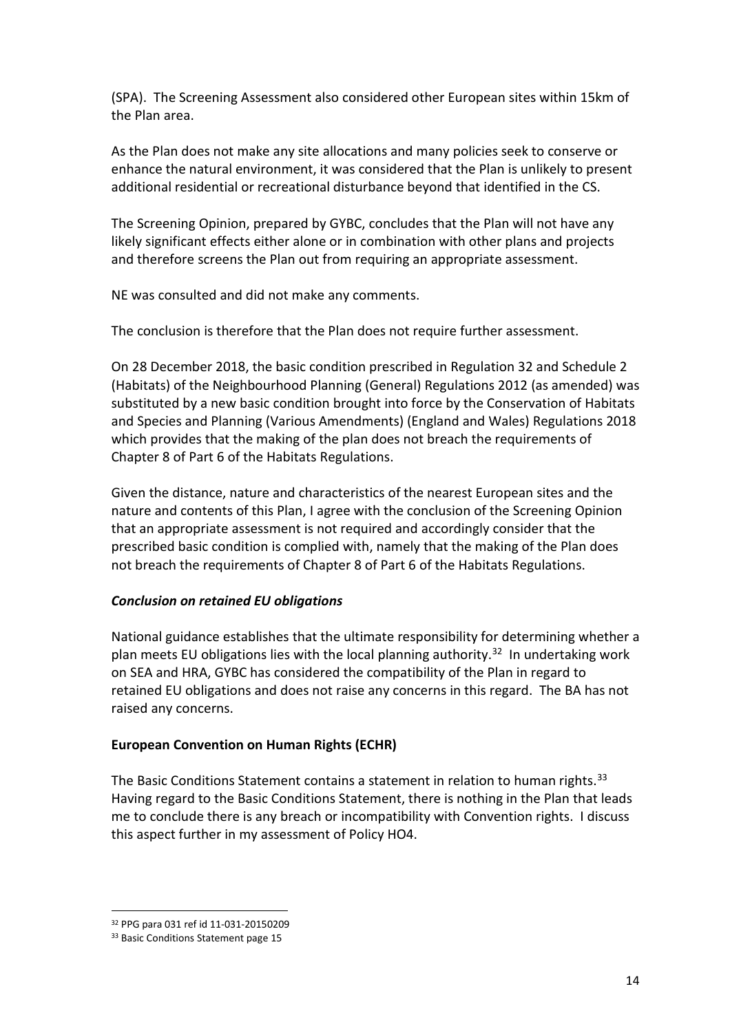(SPA). The Screening Assessment also considered other European sites within 15km of the Plan area.

As the Plan does not make any site allocations and many policies seek to conserve or enhance the natural environment, it was considered that the Plan is unlikely to present additional residential or recreational disturbance beyond that identified in the CS.

The Screening Opinion, prepared by GYBC, concludes that the Plan will not have any likely significant effects either alone or in combination with other plans and projects and therefore screens the Plan out from requiring an appropriate assessment.

NE was consulted and did not make any comments.

The conclusion is therefore that the Plan does not require further assessment.

On 28 December 2018, the basic condition prescribed in Regulation 32 and Schedule 2 (Habitats) of the Neighbourhood Planning (General) Regulations 2012 (as amended) was substituted by a new basic condition brought into force by the Conservation of Habitats and Species and Planning (Various Amendments) (England and Wales) Regulations 2018 which provides that the making of the plan does not breach the requirements of Chapter 8 of Part 6 of the Habitats Regulations.

Given the distance, nature and characteristics of the nearest European sites and the nature and contents of this Plan, I agree with the conclusion of the Screening Opinion that an appropriate assessment is not required and accordingly consider that the prescribed basic condition is complied with, namely that the making of the Plan does not breach the requirements of Chapter 8 of Part 6 of the Habitats Regulations.

***Conclusion on retained EU obligations***

National guidance establishes that the ultimate responsibility for determining whether a plan meets EU obligations lies with the local planning authority.[32] In undertaking work on SEA and HRA, GYBC has considered the compatibility of the Plan in regard to retained EU obligations and does not raise any concerns in this regard. The BA has not raised any concerns.

**European Convention on Human Rights (ECHR)**

The Basic Conditions Statement contains a statement in relation to human rights.[33] Having regard to the Basic Conditions Statement, there is nothing in the Plan that leads me to conclude there is any breach or incompatibility with Convention rights. I discuss this aspect further in my assessment of Policy HO4.

[32] PPG para 031 ref id 11-031-20150209

[33] Basic Conditions Statement page 15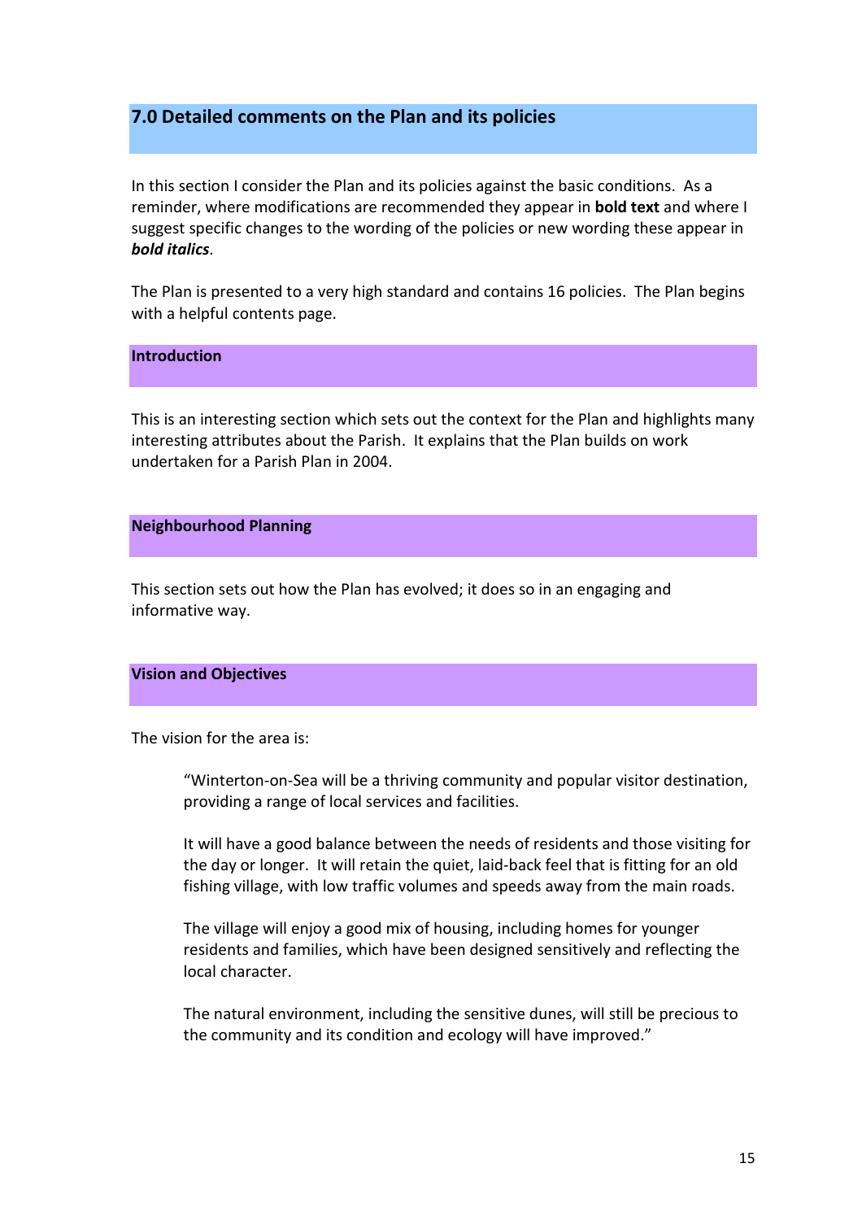## 7.0 Detailed comments on the Plan and its policies

In this section I consider the Plan and its policies against the basic conditions. As a reminder, where modifications are recommended they appear in **bold text** and where I suggest specific changes to the wording of the policies or new wording these appear in ***bold italics***.

The Plan is presented to a very high standard and contains 16 policies. The Plan begins with a helpful contents page.

### Introduction

This is an interesting section which sets out the context for the Plan and highlights many interesting attributes about the Parish. It explains that the Plan builds on work undertaken for a Parish Plan in 2004.

### Neighbourhood Planning

This section sets out how the Plan has evolved; it does so in an engaging and informative way.

### Vision and Objectives

The vision for the area is:

> "Winterton-on-Sea will be a thriving community and popular visitor destination, providing a range of local services and facilities.
>
> It will have a good balance between the needs of residents and those visiting for the day or longer. It will retain the quiet, laid-back feel that is fitting for an old fishing village, with low traffic volumes and speeds away from the main roads.
>
> The village will enjoy a good mix of housing, including homes for younger residents and families, which have been designed sensitively and reflecting the local character.
>
> The natural environment, including the sensitive dunes, will still be precious to the community and its condition and ecology will have improved."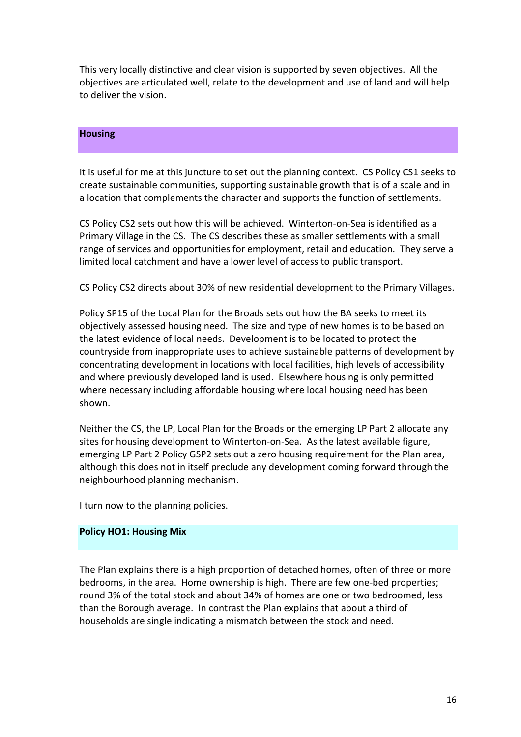This very locally distinctive and clear vision is supported by seven objectives. All the objectives are articulated well, relate to the development and use of land and will help to deliver the vision.

## Housing

It is useful for me at this juncture to set out the planning context. CS Policy CS1 seeks to create sustainable communities, supporting sustainable growth that is of a scale and in a location that complements the character and supports the function of settlements.

CS Policy CS2 sets out how this will be achieved. Winterton-on-Sea is identified as a Primary Village in the CS. The CS describes these as smaller settlements with a small range of services and opportunities for employment, retail and education. They serve a limited local catchment and have a lower level of access to public transport.

CS Policy CS2 directs about 30% of new residential development to the Primary Villages.

Policy SP15 of the Local Plan for the Broads sets out how the BA seeks to meet its objectively assessed housing need. The size and type of new homes is to be based on the latest evidence of local needs. Development is to be located to protect the countryside from inappropriate uses to achieve sustainable patterns of development by concentrating development in locations with local facilities, high levels of accessibility and where previously developed land is used. Elsewhere housing is only permitted where necessary including affordable housing where local housing need has been shown.

Neither the CS, the LP, Local Plan for the Broads or the emerging LP Part 2 allocate any sites for housing development to Winterton-on-Sea. As the latest available figure, emerging LP Part 2 Policy GSP2 sets out a zero housing requirement for the Plan area, although this does not in itself preclude any development coming forward through the neighbourhood planning mechanism.

I turn now to the planning policies.

### Policy HO1: Housing Mix

The Plan explains there is a high proportion of detached homes, often of three or more bedrooms, in the area. Home ownership is high. There are few one-bed properties; round 3% of the total stock and about 34% of homes are one or two bedroomed, less than the Borough average. In contrast the Plan explains that about a third of households are single indicating a mismatch between the stock and need.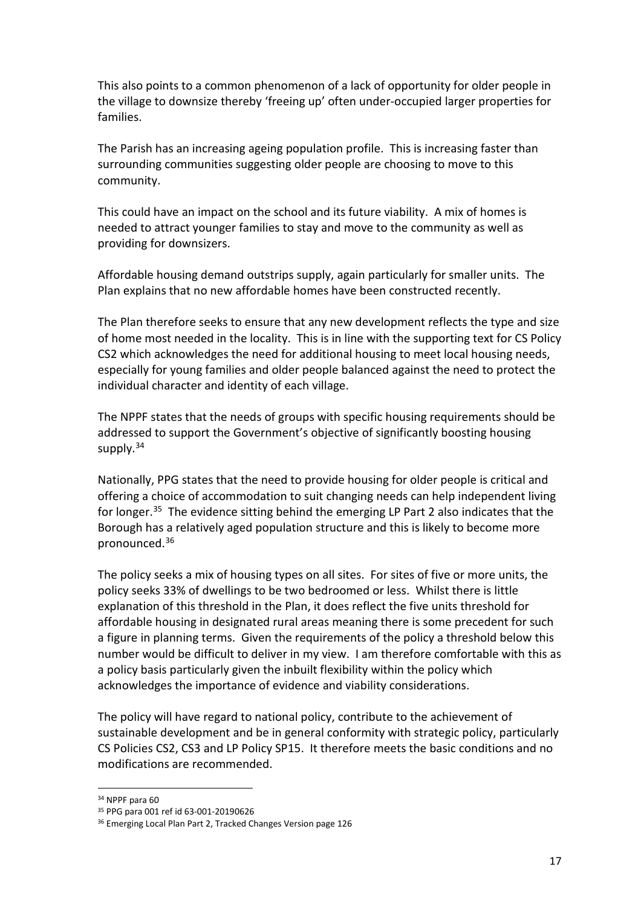This also points to a common phenomenon of a lack of opportunity for older people in the village to downsize thereby 'freeing up' often under-occupied larger properties for families.

The Parish has an increasing ageing population profile. This is increasing faster than surrounding communities suggesting older people are choosing to move to this community.

This could have an impact on the school and its future viability. A mix of homes is needed to attract younger families to stay and move to the community as well as providing for downsizers.

Affordable housing demand outstrips supply, again particularly for smaller units. The Plan explains that no new affordable homes have been constructed recently.

The Plan therefore seeks to ensure that any new development reflects the type and size of home most needed in the locality. This is in line with the supporting text for CS Policy CS2 which acknowledges the need for additional housing to meet local housing needs, especially for young families and older people balanced against the need to protect the individual character and identity of each village.

The NPPF states that the needs of groups with specific housing requirements should be addressed to support the Government's objective of significantly boosting housing supply.[34]

Nationally, PPG states that the need to provide housing for older people is critical and offering a choice of accommodation to suit changing needs can help independent living for longer.[35] The evidence sitting behind the emerging LP Part 2 also indicates that the Borough has a relatively aged population structure and this is likely to become more pronounced.[36]

The policy seeks a mix of housing types on all sites. For sites of five or more units, the policy seeks 33% of dwellings to be two bedroomed or less. Whilst there is little explanation of this threshold in the Plan, it does reflect the five units threshold for affordable housing in designated rural areas meaning there is some precedent for such a figure in planning terms. Given the requirements of the policy a threshold below this number would be difficult to deliver in my view. I am therefore comfortable with this as a policy basis particularly given the inbuilt flexibility within the policy which acknowledges the importance of evidence and viability considerations.

The policy will have regard to national policy, contribute to the achievement of sustainable development and be in general conformity with strategic policy, particularly CS Policies CS2, CS3 and LP Policy SP15. It therefore meets the basic conditions and no modifications are recommended.

---

[34] NPPF para 60

[35] PPG para 001 ref id 63-001-20190626

[36] Emerging Local Plan Part 2, Tracked Changes Version page 126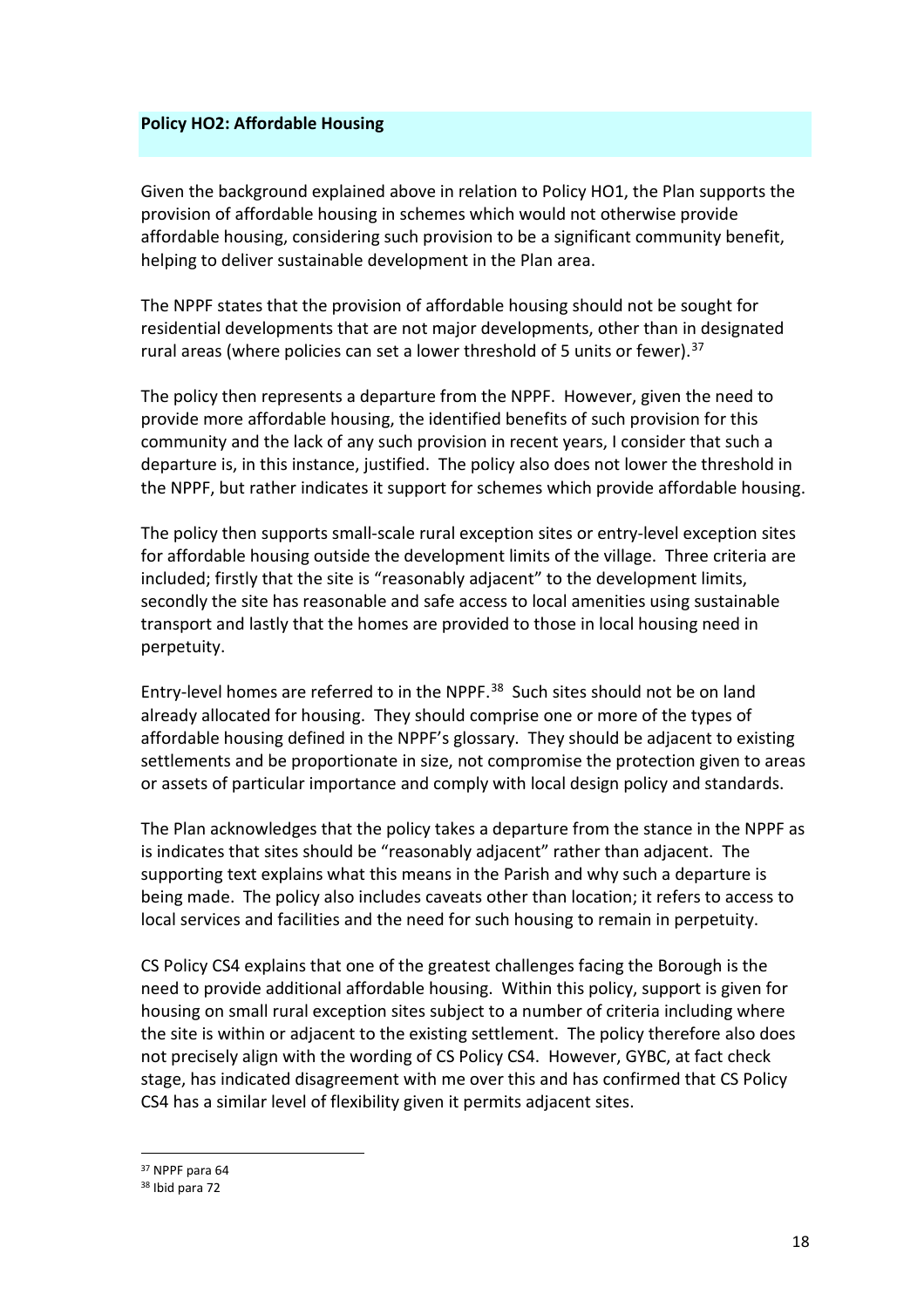**Policy HO2: Affordable Housing**

Given the background explained above in relation to Policy HO1, the Plan supports the provision of affordable housing in schemes which would not otherwise provide affordable housing, considering such provision to be a significant community benefit, helping to deliver sustainable development in the Plan area.

The NPPF states that the provision of affordable housing should not be sought for residential developments that are not major developments, other than in designated rural areas (where policies can set a lower threshold of 5 units or fewer).[37]

The policy then represents a departure from the NPPF. However, given the need to provide more affordable housing, the identified benefits of such provision for this community and the lack of any such provision in recent years, I consider that such a departure is, in this instance, justified. The policy also does not lower the threshold in the NPPF, but rather indicates it support for schemes which provide affordable housing.

The policy then supports small-scale rural exception sites or entry-level exception sites for affordable housing outside the development limits of the village. Three criteria are included; firstly that the site is "reasonably adjacent" to the development limits, secondly the site has reasonable and safe access to local amenities using sustainable transport and lastly that the homes are provided to those in local housing need in perpetuity.

Entry-level homes are referred to in the NPPF.[38] Such sites should not be on land already allocated for housing. They should comprise one or more of the types of affordable housing defined in the NPPF's glossary. They should be adjacent to existing settlements and be proportionate in size, not compromise the protection given to areas or assets of particular importance and comply with local design policy and standards.

The Plan acknowledges that the policy takes a departure from the stance in the NPPF as is indicates that sites should be "reasonably adjacent" rather than adjacent. The supporting text explains what this means in the Parish and why such a departure is being made. The policy also includes caveats other than location; it refers to access to local services and facilities and the need for such housing to remain in perpetuity.

CS Policy CS4 explains that one of the greatest challenges facing the Borough is the need to provide additional affordable housing. Within this policy, support is given for housing on small rural exception sites subject to a number of criteria including where the site is within or adjacent to the existing settlement. The policy therefore also does not precisely align with the wording of CS Policy CS4. However, GYBC, at fact check stage, has indicated disagreement with me over this and has confirmed that CS Policy CS4 has a similar level of flexibility given it permits adjacent sites.

---

[37] NPPF para 64

[38] Ibid para 72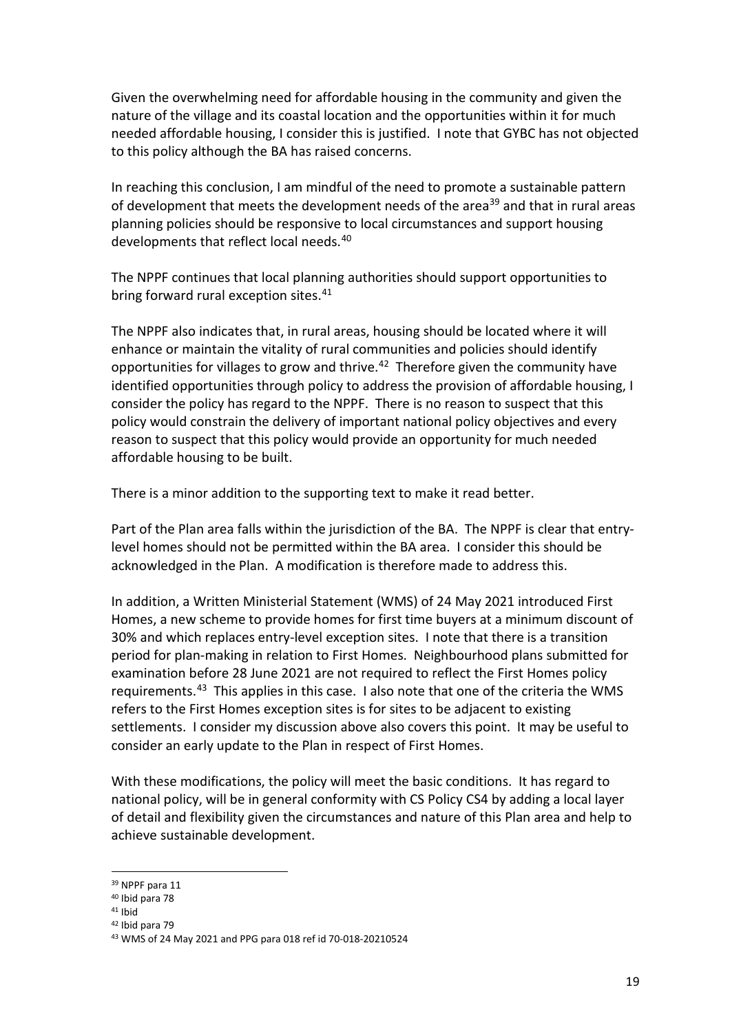Given the overwhelming need for affordable housing in the community and given the nature of the village and its coastal location and the opportunities within it for much needed affordable housing, I consider this is justified. I note that GYBC has not objected to this policy although the BA has raised concerns.

In reaching this conclusion, I am mindful of the need to promote a sustainable pattern of development that meets the development needs of the area[39] and that in rural areas planning policies should be responsive to local circumstances and support housing developments that reflect local needs.[40]

The NPPF continues that local planning authorities should support opportunities to bring forward rural exception sites.[41]

The NPPF also indicates that, in rural areas, housing should be located where it will enhance or maintain the vitality of rural communities and policies should identify opportunities for villages to grow and thrive.[42] Therefore given the community have identified opportunities through policy to address the provision of affordable housing, I consider the policy has regard to the NPPF. There is no reason to suspect that this policy would constrain the delivery of important national policy objectives and every reason to suspect that this policy would provide an opportunity for much needed affordable housing to be built.

There is a minor addition to the supporting text to make it read better.

Part of the Plan area falls within the jurisdiction of the BA. The NPPF is clear that entry-level homes should not be permitted within the BA area. I consider this should be acknowledged in the Plan. A modification is therefore made to address this.

In addition, a Written Ministerial Statement (WMS) of 24 May 2021 introduced First Homes, a new scheme to provide homes for first time buyers at a minimum discount of 30% and which replaces entry-level exception sites. I note that there is a transition period for plan-making in relation to First Homes. Neighbourhood plans submitted for examination before 28 June 2021 are not required to reflect the First Homes policy requirements.[43] This applies in this case. I also note that one of the criteria the WMS refers to the First Homes exception sites is for sites to be adjacent to existing settlements. I consider my discussion above also covers this point. It may be useful to consider an early update to the Plan in respect of First Homes.

With these modifications, the policy will meet the basic conditions. It has regard to national policy, will be in general conformity with CS Policy CS4 by adding a local layer of detail and flexibility given the circumstances and nature of this Plan area and help to achieve sustainable development.

---

[39] NPPF para 11

[40] Ibid para 78

[41] Ibid

[42] Ibid para 79

[43] WMS of 24 May 2021 and PPG para 018 ref id 70-018-20210524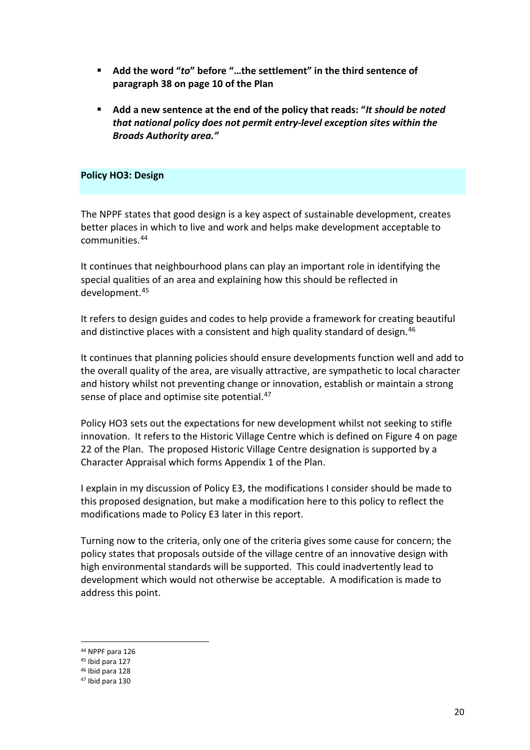- **Add the word "*to*" before "…the settlement" in the third sentence of paragraph 38 on page 10 of the Plan**

- **Add a new sentence at the end of the policy that reads: "*It should be noted that national policy does not permit entry-level exception sites within the Broads Authority area."***

## Policy HO3: Design

The NPPF states that good design is a key aspect of sustainable development, creates better places in which to live and work and helps make development acceptable to communities.[44]

It continues that neighbourhood plans can play an important role in identifying the special qualities of an area and explaining how this should be reflected in development.[45]

It refers to design guides and codes to help provide a framework for creating beautiful and distinctive places with a consistent and high quality standard of design.[46]

It continues that planning policies should ensure developments function well and add to the overall quality of the area, are visually attractive, are sympathetic to local character and history whilst not preventing change or innovation, establish or maintain a strong sense of place and optimise site potential.[47]

Policy HO3 sets out the expectations for new development whilst not seeking to stifle innovation. It refers to the Historic Village Centre which is defined on Figure 4 on page 22 of the Plan. The proposed Historic Village Centre designation is supported by a Character Appraisal which forms Appendix 1 of the Plan.

I explain in my discussion of Policy E3, the modifications I consider should be made to this proposed designation, but make a modification here to this policy to reflect the modifications made to Policy E3 later in this report.

Turning now to the criteria, only one of the criteria gives some cause for concern; the policy states that proposals outside of the village centre of an innovative design with high environmental standards will be supported. This could inadvertently lead to development which would not otherwise be acceptable. A modification is made to address this point.

---

[44] NPPF para 126
[45] Ibid para 127
[46] Ibid para 128
[47] Ibid para 130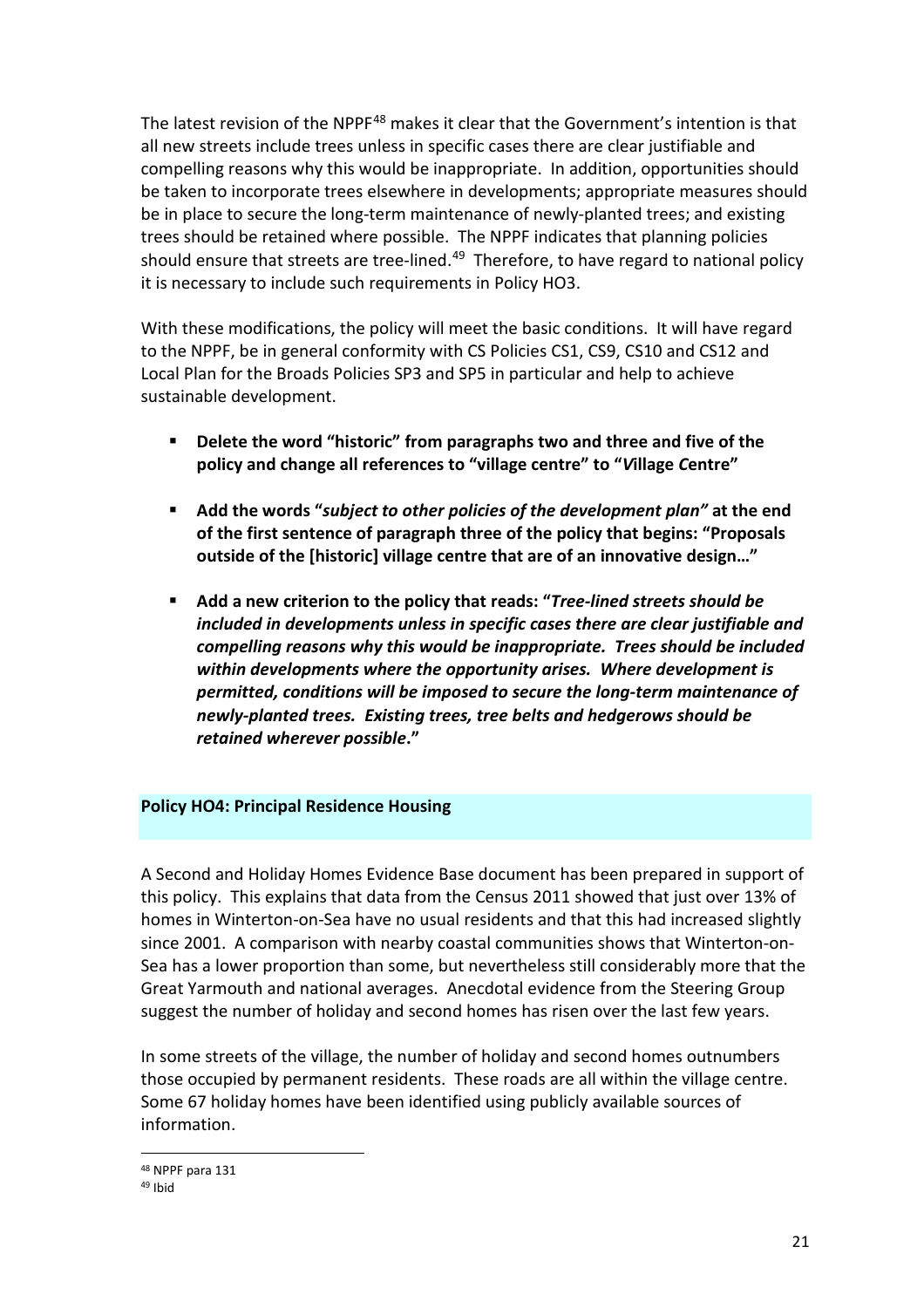The latest revision of the NPPF[48] makes it clear that the Government's intention is that all new streets include trees unless in specific cases there are clear justifiable and compelling reasons why this would be inappropriate. In addition, opportunities should be taken to incorporate trees elsewhere in developments; appropriate measures should be in place to secure the long-term maintenance of newly-planted trees; and existing trees should be retained where possible. The NPPF indicates that planning policies should ensure that streets are tree-lined.[49] Therefore, to have regard to national policy it is necessary to include such requirements in Policy HO3.

With these modifications, the policy will meet the basic conditions. It will have regard to the NPPF, be in general conformity with CS Policies CS1, CS9, CS10 and CS12 and Local Plan for the Broads Policies SP3 and SP5 in particular and help to achieve sustainable development.

- **Delete the word "historic" from paragraphs two and three and five of the policy and change all references to "village centre" to "*V*illage *C*entre"**
- **Add the words "*subject to other policies of the development plan"* at the end of the first sentence of paragraph three of the policy that begins: "Proposals outside of the [historic] village centre that are of an innovative design…"**
- **Add a new criterion to the policy that reads: "*Tree-lined streets should be included in developments unless in specific cases there are clear justifiable and compelling reasons why this would be inappropriate. Trees should be included within developments where the opportunity arises. Where development is permitted, conditions will be imposed to secure the long-term maintenance of newly-planted trees. Existing trees, tree belts and hedgerows should be retained wherever possible*."**

## Policy HO4: Principal Residence Housing

A Second and Holiday Homes Evidence Base document has been prepared in support of this policy. This explains that data from the Census 2011 showed that just over 13% of homes in Winterton-on-Sea have no usual residents and that this had increased slightly since 2001. A comparison with nearby coastal communities shows that Winterton-on-Sea has a lower proportion than some, but nevertheless still considerably more that the Great Yarmouth and national averages. Anecdotal evidence from the Steering Group suggest the number of holiday and second homes has risen over the last few years.

In some streets of the village, the number of holiday and second homes outnumbers those occupied by permanent residents. These roads are all within the village centre. Some 67 holiday homes have been identified using publicly available sources of information.

[48] NPPF para 131
[49] Ibid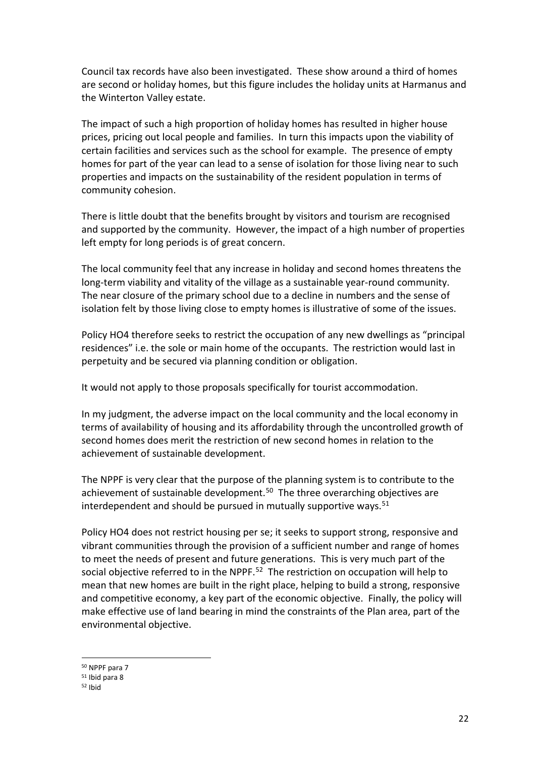Council tax records have also been investigated. These show around a third of homes are second or holiday homes, but this figure includes the holiday units at Harmanus and the Winterton Valley estate.

The impact of such a high proportion of holiday homes has resulted in higher house prices, pricing out local people and families. In turn this impacts upon the viability of certain facilities and services such as the school for example. The presence of empty homes for part of the year can lead to a sense of isolation for those living near to such properties and impacts on the sustainability of the resident population in terms of community cohesion.

There is little doubt that the benefits brought by visitors and tourism are recognised and supported by the community. However, the impact of a high number of properties left empty for long periods is of great concern.

The local community feel that any increase in holiday and second homes threatens the long-term viability and vitality of the village as a sustainable year-round community. The near closure of the primary school due to a decline in numbers and the sense of isolation felt by those living close to empty homes is illustrative of some of the issues.

Policy HO4 therefore seeks to restrict the occupation of any new dwellings as "principal residences" i.e. the sole or main home of the occupants. The restriction would last in perpetuity and be secured via planning condition or obligation.

It would not apply to those proposals specifically for tourist accommodation.

In my judgment, the adverse impact on the local community and the local economy in terms of availability of housing and its affordability through the uncontrolled growth of second homes does merit the restriction of new second homes in relation to the achievement of sustainable development.

The NPPF is very clear that the purpose of the planning system is to contribute to the achievement of sustainable development.[50] The three overarching objectives are interdependent and should be pursued in mutually supportive ways.[51]

Policy HO4 does not restrict housing per se; it seeks to support strong, responsive and vibrant communities through the provision of a sufficient number and range of homes to meet the needs of present and future generations. This is very much part of the social objective referred to in the NPPF.[52] The restriction on occupation will help to mean that new homes are built in the right place, helping to build a strong, responsive and competitive economy, a key part of the economic objective. Finally, the policy will make effective use of land bearing in mind the constraints of the Plan area, part of the environmental objective.

---

[50] NPPF para 7

[51] Ibid para 8

[52] Ibid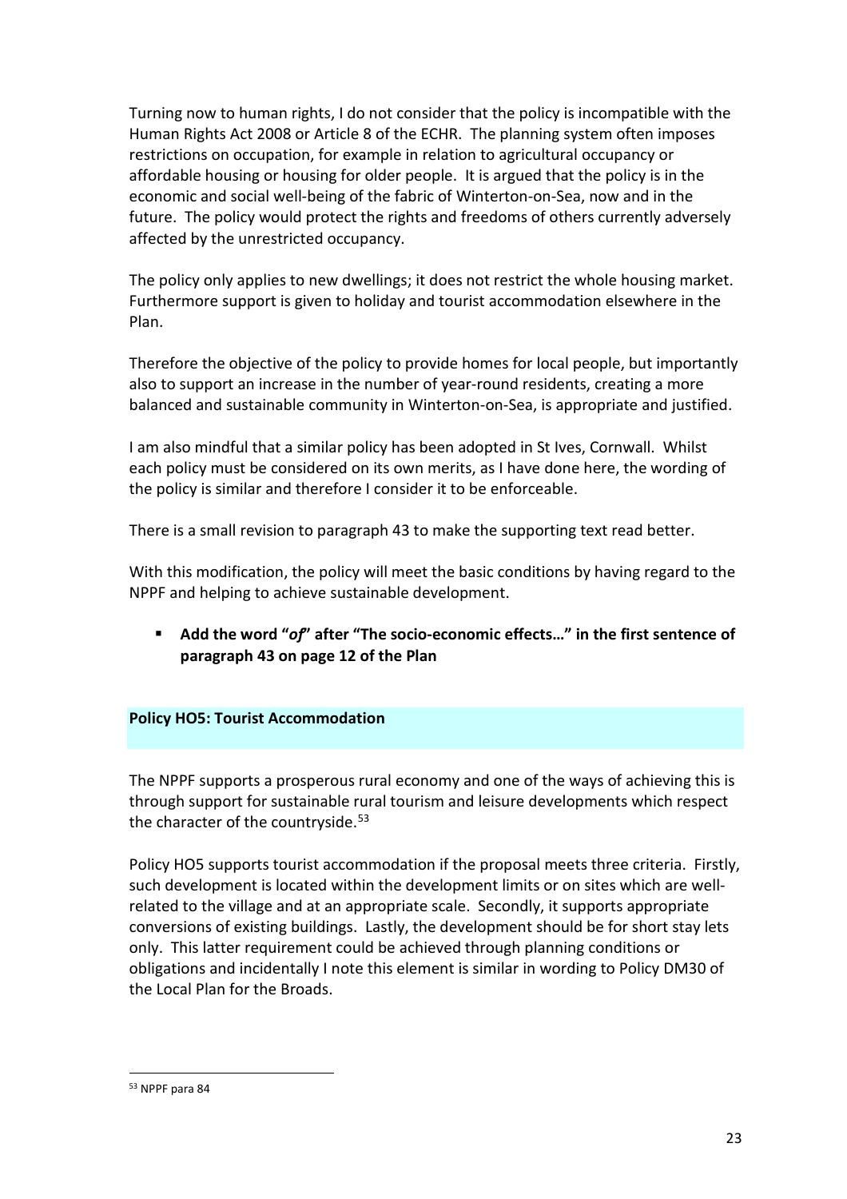Turning now to human rights, I do not consider that the policy is incompatible with the Human Rights Act 2008 or Article 8 of the ECHR. The planning system often imposes restrictions on occupation, for example in relation to agricultural occupancy or affordable housing or housing for older people. It is argued that the policy is in the economic and social well-being of the fabric of Winterton-on-Sea, now and in the future. The policy would protect the rights and freedoms of others currently adversely affected by the unrestricted occupancy.

The policy only applies to new dwellings; it does not restrict the whole housing market. Furthermore support is given to holiday and tourist accommodation elsewhere in the Plan.

Therefore the objective of the policy to provide homes for local people, but importantly also to support an increase in the number of year-round residents, creating a more balanced and sustainable community in Winterton-on-Sea, is appropriate and justified.

I am also mindful that a similar policy has been adopted in St Ives, Cornwall. Whilst each policy must be considered on its own merits, as I have done here, the wording of the policy is similar and therefore I consider it to be enforceable.

There is a small revision to paragraph 43 to make the supporting text read better.

With this modification, the policy will meet the basic conditions by having regard to the NPPF and helping to achieve sustainable development.

- **Add the word "*of*" after "The socio-economic effects…" in the first sentence of paragraph 43 on page 12 of the Plan**

### Policy HO5: Tourist Accommodation

The NPPF supports a prosperous rural economy and one of the ways of achieving this is through support for sustainable rural tourism and leisure developments which respect the character of the countryside.[53]

Policy HO5 supports tourist accommodation if the proposal meets three criteria. Firstly, such development is located within the development limits or on sites which are well-related to the village and at an appropriate scale. Secondly, it supports appropriate conversions of existing buildings. Lastly, the development should be for short stay lets only. This latter requirement could be achieved through planning conditions or obligations and incidentally I note this element is similar in wording to Policy DM30 of the Local Plan for the Broads.

[53] NPPF para 84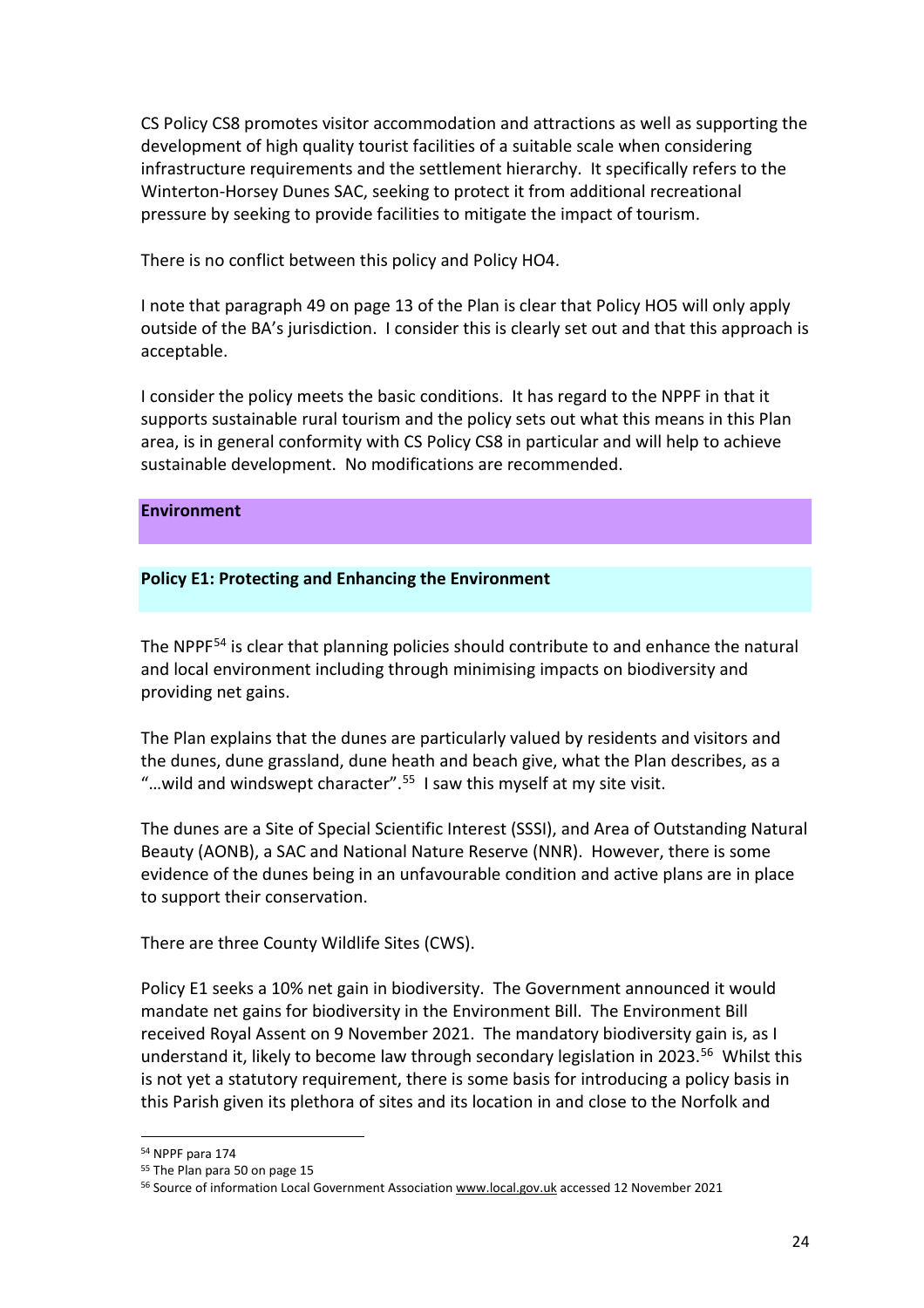CS Policy CS8 promotes visitor accommodation and attractions as well as supporting the development of high quality tourist facilities of a suitable scale when considering infrastructure requirements and the settlement hierarchy. It specifically refers to the Winterton-Horsey Dunes SAC, seeking to protect it from additional recreational pressure by seeking to provide facilities to mitigate the impact of tourism.

There is no conflict between this policy and Policy HO4.

I note that paragraph 49 on page 13 of the Plan is clear that Policy HO5 will only apply outside of the BA's jurisdiction. I consider this is clearly set out and that this approach is acceptable.

I consider the policy meets the basic conditions. It has regard to the NPPF in that it supports sustainable rural tourism and the policy sets out what this means in this Plan area, is in general conformity with CS Policy CS8 in particular and will help to achieve sustainable development. No modifications are recommended.

## Environment

### Policy E1: Protecting and Enhancing the Environment

The NPPF[54] is clear that planning policies should contribute to and enhance the natural and local environment including through minimising impacts on biodiversity and providing net gains.

The Plan explains that the dunes are particularly valued by residents and visitors and the dunes, dune grassland, dune heath and beach give, what the Plan describes, as a "…wild and windswept character".[55] I saw this myself at my site visit.

The dunes are a Site of Special Scientific Interest (SSSI), and Area of Outstanding Natural Beauty (AONB), a SAC and National Nature Reserve (NNR). However, there is some evidence of the dunes being in an unfavourable condition and active plans are in place to support their conservation.

There are three County Wildlife Sites (CWS).

Policy E1 seeks a 10% net gain in biodiversity. The Government announced it would mandate net gains for biodiversity in the Environment Bill. The Environment Bill received Royal Assent on 9 November 2021. The mandatory biodiversity gain is, as I understand it, likely to become law through secondary legislation in 2023.[56] Whilst this is not yet a statutory requirement, there is some basis for introducing a policy basis in this Parish given its plethora of sites and its location in and close to the Norfolk and

---

[54] NPPF para 174

[55] The Plan para 50 on page 15

[56] Source of information Local Government Association www.local.gov.uk accessed 12 November 2021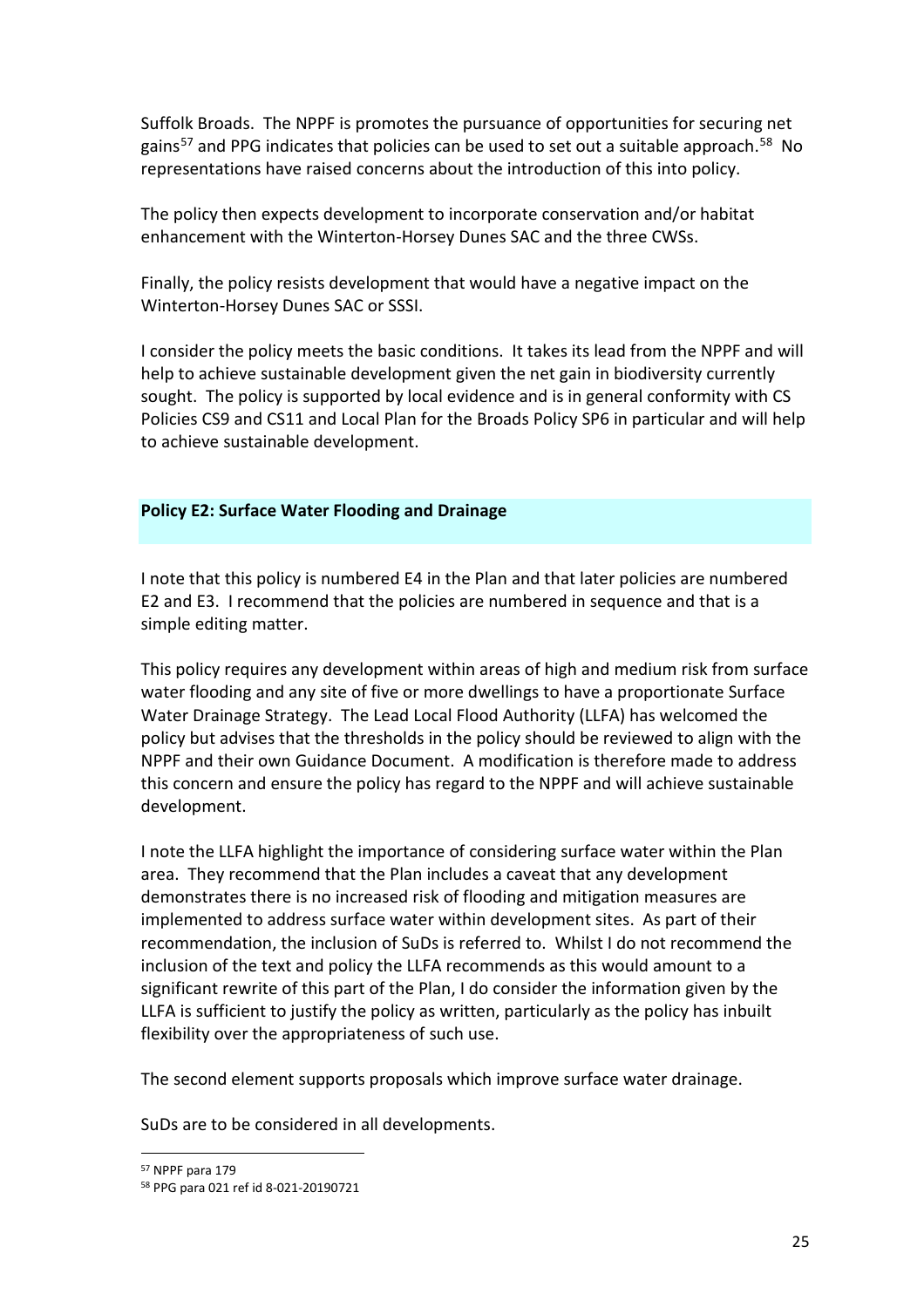Suffolk Broads. The NPPF is promotes the pursuance of opportunities for securing net gains[57] and PPG indicates that policies can be used to set out a suitable approach.[58] No representations have raised concerns about the introduction of this into policy.

The policy then expects development to incorporate conservation and/or habitat enhancement with the Winterton-Horsey Dunes SAC and the three CWSs.

Finally, the policy resists development that would have a negative impact on the Winterton-Horsey Dunes SAC or SSSI.

I consider the policy meets the basic conditions. It takes its lead from the NPPF and will help to achieve sustainable development given the net gain in biodiversity currently sought. The policy is supported by local evidence and is in general conformity with CS Policies CS9 and CS11 and Local Plan for the Broads Policy SP6 in particular and will help to achieve sustainable development.

## Policy E2: Surface Water Flooding and Drainage

I note that this policy is numbered E4 in the Plan and that later policies are numbered E2 and E3. I recommend that the policies are numbered in sequence and that is a simple editing matter.

This policy requires any development within areas of high and medium risk from surface water flooding and any site of five or more dwellings to have a proportionate Surface Water Drainage Strategy. The Lead Local Flood Authority (LLFA) has welcomed the policy but advises that the thresholds in the policy should be reviewed to align with the NPPF and their own Guidance Document. A modification is therefore made to address this concern and ensure the policy has regard to the NPPF and will achieve sustainable development.

I note the LLFA highlight the importance of considering surface water within the Plan area. They recommend that the Plan includes a caveat that any development demonstrates there is no increased risk of flooding and mitigation measures are implemented to address surface water within development sites. As part of their recommendation, the inclusion of SuDs is referred to. Whilst I do not recommend the inclusion of the text and policy the LLFA recommends as this would amount to a significant rewrite of this part of the Plan, I do consider the information given by the LLFA is sufficient to justify the policy as written, particularly as the policy has inbuilt flexibility over the appropriateness of such use.

The second element supports proposals which improve surface water drainage.

SuDs are to be considered in all developments.

[57] NPPF para 179

[58] PPG para 021 ref id 8-021-20190721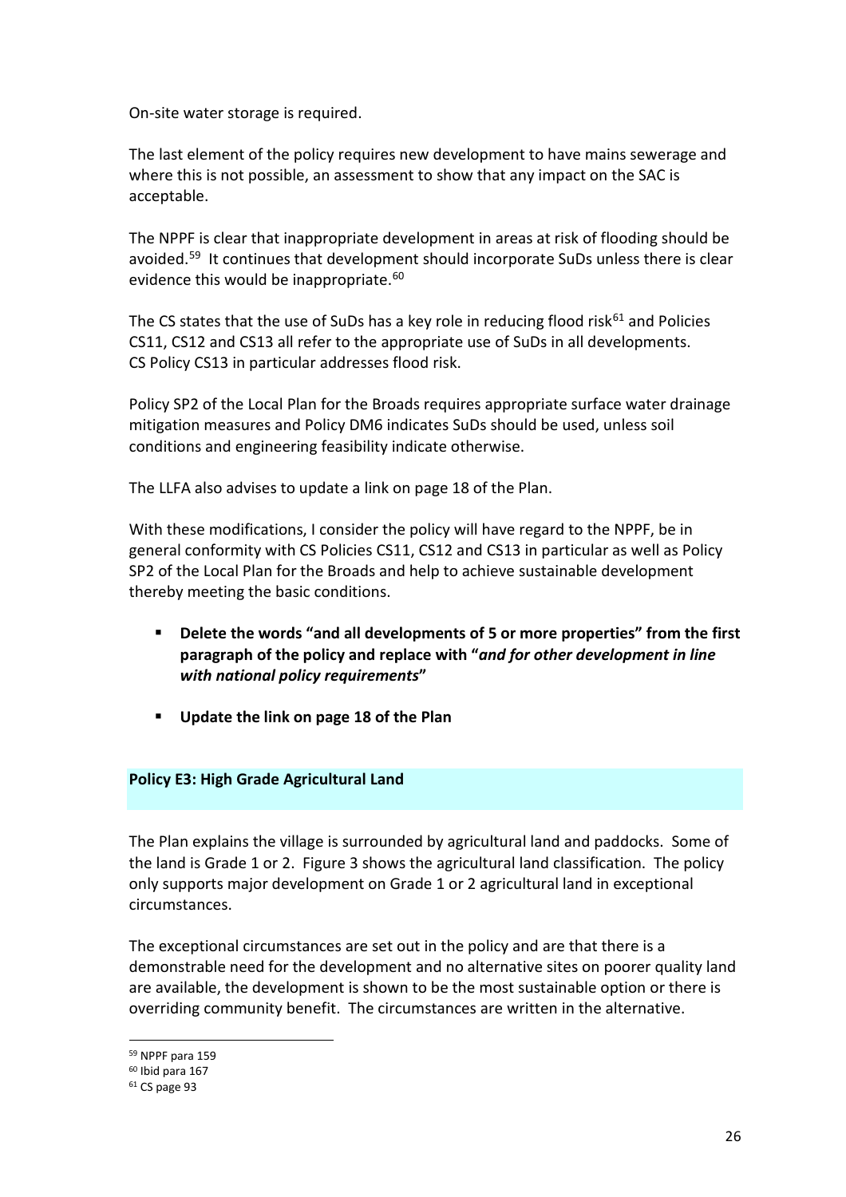On-site water storage is required.

The last element of the policy requires new development to have mains sewerage and where this is not possible, an assessment to show that any impact on the SAC is acceptable.

The NPPF is clear that inappropriate development in areas at risk of flooding should be avoided.[59] It continues that development should incorporate SuDs unless there is clear evidence this would be inappropriate.[60]

The CS states that the use of SuDs has a key role in reducing flood risk[61] and Policies CS11, CS12 and CS13 all refer to the appropriate use of SuDs in all developments. CS Policy CS13 in particular addresses flood risk.

Policy SP2 of the Local Plan for the Broads requires appropriate surface water drainage mitigation measures and Policy DM6 indicates SuDs should be used, unless soil conditions and engineering feasibility indicate otherwise.

The LLFA also advises to update a link on page 18 of the Plan.

With these modifications, I consider the policy will have regard to the NPPF, be in general conformity with CS Policies CS11, CS12 and CS13 in particular as well as Policy SP2 of the Local Plan for the Broads and help to achieve sustainable development thereby meeting the basic conditions.

- **Delete the words "and all developments of 5 or more properties" from the first paragraph of the policy and replace with "*and for other development in line with national policy requirements*"**
- **Update the link on page 18 of the Plan**

## Policy E3: High Grade Agricultural Land

The Plan explains the village is surrounded by agricultural land and paddocks. Some of the land is Grade 1 or 2. Figure 3 shows the agricultural land classification. The policy only supports major development on Grade 1 or 2 agricultural land in exceptional circumstances.

The exceptional circumstances are set out in the policy and are that there is a demonstrable need for the development and no alternative sites on poorer quality land are available, the development is shown to be the most sustainable option or there is overriding community benefit. The circumstances are written in the alternative.

---

[59] NPPF para 159

[60] Ibid para 167

[61] CS page 93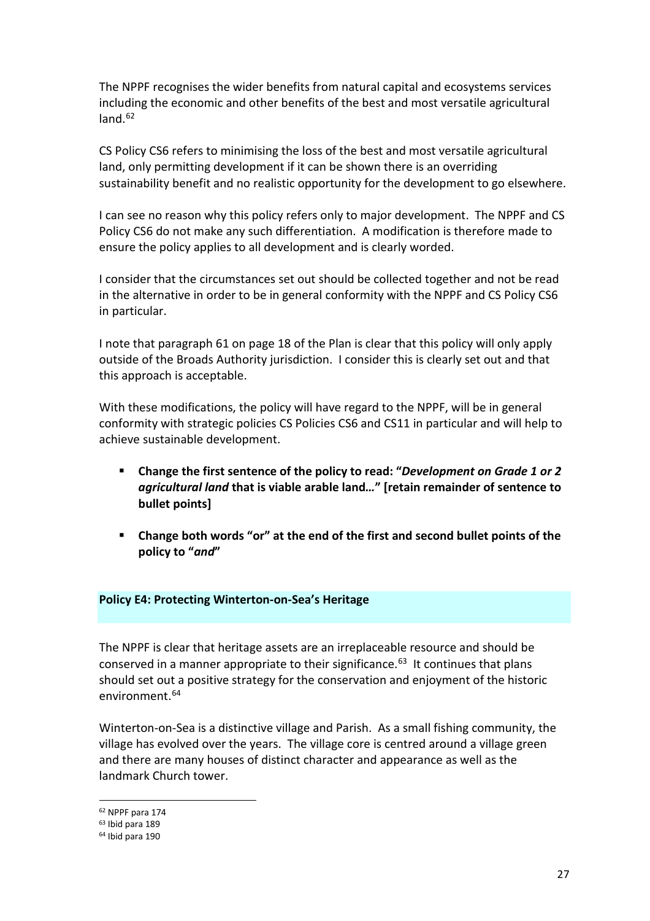The NPPF recognises the wider benefits from natural capital and ecosystems services including the economic and other benefits of the best and most versatile agricultural land.[62]

CS Policy CS6 refers to minimising the loss of the best and most versatile agricultural land, only permitting development if it can be shown there is an overriding sustainability benefit and no realistic opportunity for the development to go elsewhere.

I can see no reason why this policy refers only to major development. The NPPF and CS Policy CS6 do not make any such differentiation. A modification is therefore made to ensure the policy applies to all development and is clearly worded.

I consider that the circumstances set out should be collected together and not be read in the alternative in order to be in general conformity with the NPPF and CS Policy CS6 in particular.

I note that paragraph 61 on page 18 of the Plan is clear that this policy will only apply outside of the Broads Authority jurisdiction. I consider this is clearly set out and that this approach is acceptable.

With these modifications, the policy will have regard to the NPPF, will be in general conformity with strategic policies CS Policies CS6 and CS11 in particular and will help to achieve sustainable development.

- **Change the first sentence of the policy to read: "*Development on Grade 1 or 2 agricultural land* that is viable arable land…" [retain remainder of sentence to bullet points]**
- **Change both words "or" at the end of the first and second bullet points of the policy to "*and*"**

## Policy E4: Protecting Winterton-on-Sea's Heritage

The NPPF is clear that heritage assets are an irreplaceable resource and should be conserved in a manner appropriate to their significance.[63] It continues that plans should set out a positive strategy for the conservation and enjoyment of the historic environment.[64]

Winterton-on-Sea is a distinctive village and Parish. As a small fishing community, the village has evolved over the years. The village core is centred around a village green and there are many houses of distinct character and appearance as well as the landmark Church tower.

[62] NPPF para 174
[63] Ibid para 189
[64] Ibid para 190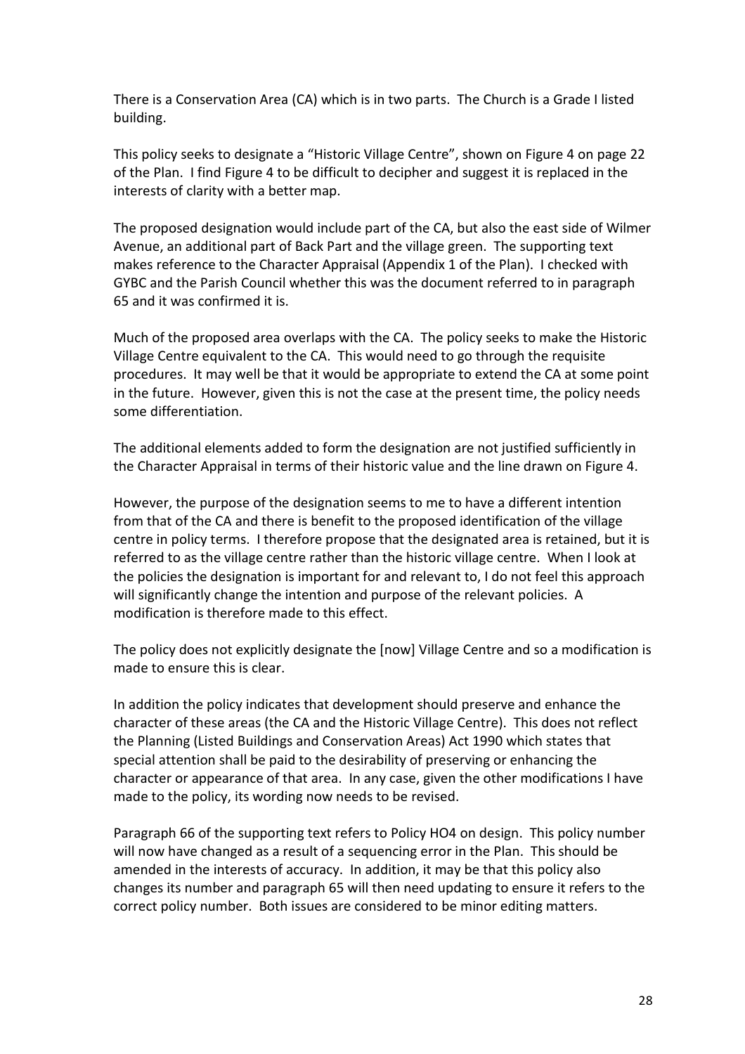There is a Conservation Area (CA) which is in two parts. The Church is a Grade I listed building.

This policy seeks to designate a "Historic Village Centre", shown on Figure 4 on page 22 of the Plan. I find Figure 4 to be difficult to decipher and suggest it is replaced in the interests of clarity with a better map.

The proposed designation would include part of the CA, but also the east side of Wilmer Avenue, an additional part of Back Part and the village green. The supporting text makes reference to the Character Appraisal (Appendix 1 of the Plan). I checked with GYBC and the Parish Council whether this was the document referred to in paragraph 65 and it was confirmed it is.

Much of the proposed area overlaps with the CA. The policy seeks to make the Historic Village Centre equivalent to the CA. This would need to go through the requisite procedures. It may well be that it would be appropriate to extend the CA at some point in the future. However, given this is not the case at the present time, the policy needs some differentiation.

The additional elements added to form the designation are not justified sufficiently in the Character Appraisal in terms of their historic value and the line drawn on Figure 4.

However, the purpose of the designation seems to me to have a different intention from that of the CA and there is benefit to the proposed identification of the village centre in policy terms. I therefore propose that the designated area is retained, but it is referred to as the village centre rather than the historic village centre. When I look at the policies the designation is important for and relevant to, I do not feel this approach will significantly change the intention and purpose of the relevant policies. A modification is therefore made to this effect.

The policy does not explicitly designate the [now] Village Centre and so a modification is made to ensure this is clear.

In addition the policy indicates that development should preserve and enhance the character of these areas (the CA and the Historic Village Centre). This does not reflect the Planning (Listed Buildings and Conservation Areas) Act 1990 which states that special attention shall be paid to the desirability of preserving or enhancing the character or appearance of that area. In any case, given the other modifications I have made to the policy, its wording now needs to be revised.

Paragraph 66 of the supporting text refers to Policy HO4 on design. This policy number will now have changed as a result of a sequencing error in the Plan. This should be amended in the interests of accuracy. In addition, it may be that this policy also changes its number and paragraph 65 will then need updating to ensure it refers to the correct policy number. Both issues are considered to be minor editing matters.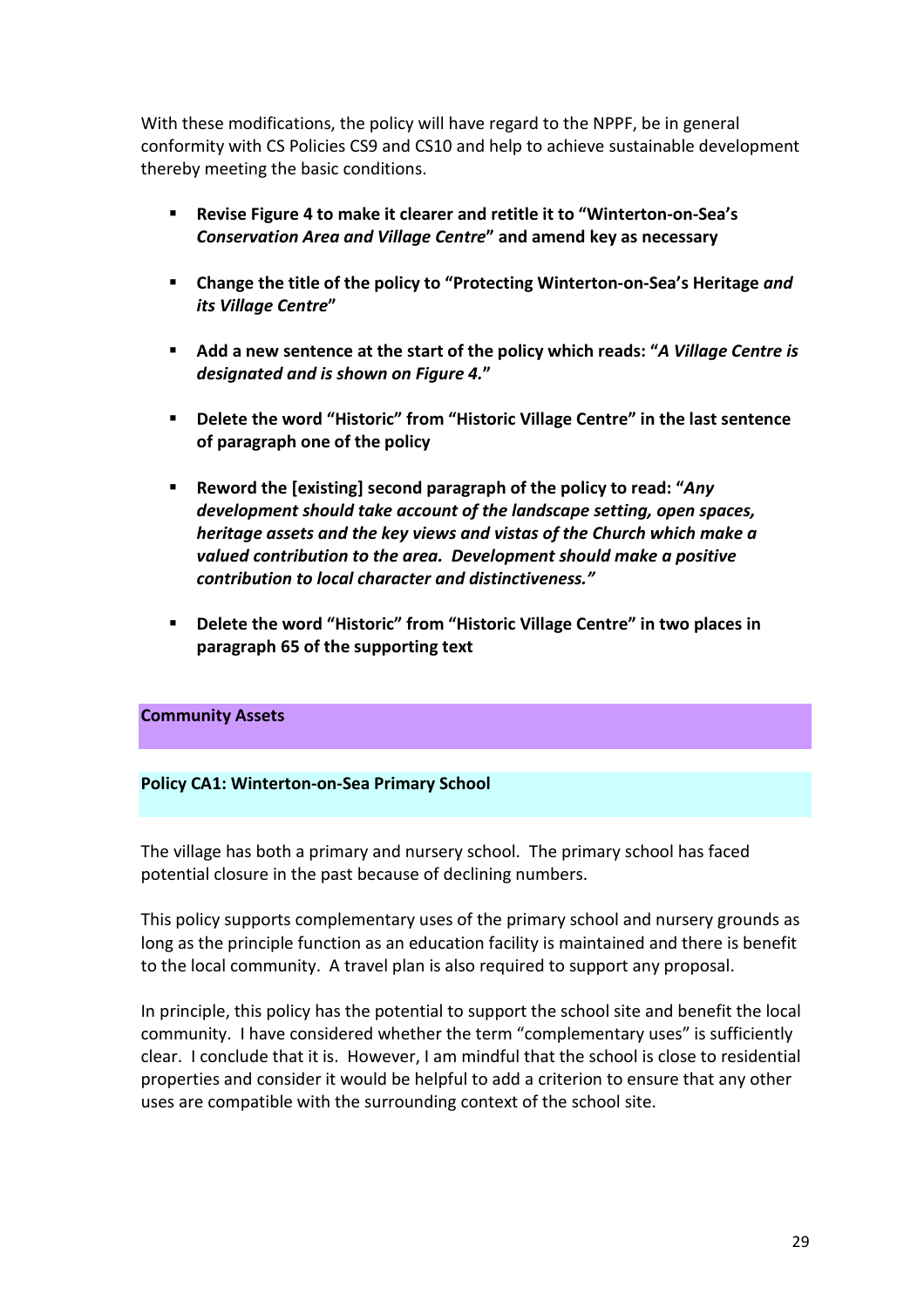With these modifications, the policy will have regard to the NPPF, be in general conformity with CS Policies CS9 and CS10 and help to achieve sustainable development thereby meeting the basic conditions.

- **Revise Figure 4 to make it clearer and retitle it to "Winterton-on-Sea's *Conservation Area and Village Centre*" and amend key as necessary**
- **Change the title of the policy to "Protecting Winterton-on-Sea's Heritage *and its Village Centre*"**
- **Add a new sentence at the start of the policy which reads: "*A Village Centre is designated and is shown on Figure 4.*"**
- **Delete the word "Historic" from "Historic Village Centre" in the last sentence of paragraph one of the policy**
- **Reword the [existing] second paragraph of the policy to read: "*Any development should take account of the landscape setting, open spaces, heritage assets and the key views and vistas of the Church which make a valued contribution to the area. Development should make a positive contribution to local character and distinctiveness.*"**
- **Delete the word "Historic" from "Historic Village Centre" in two places in paragraph 65 of the supporting text**

## Community Assets

### Policy CA1: Winterton-on-Sea Primary School

The village has both a primary and nursery school. The primary school has faced potential closure in the past because of declining numbers.

This policy supports complementary uses of the primary school and nursery grounds as long as the principle function as an education facility is maintained and there is benefit to the local community. A travel plan is also required to support any proposal.

In principle, this policy has the potential to support the school site and benefit the local community. I have considered whether the term "complementary uses" is sufficiently clear. I conclude that it is. However, I am mindful that the school is close to residential properties and consider it would be helpful to add a criterion to ensure that any other uses are compatible with the surrounding context of the school site.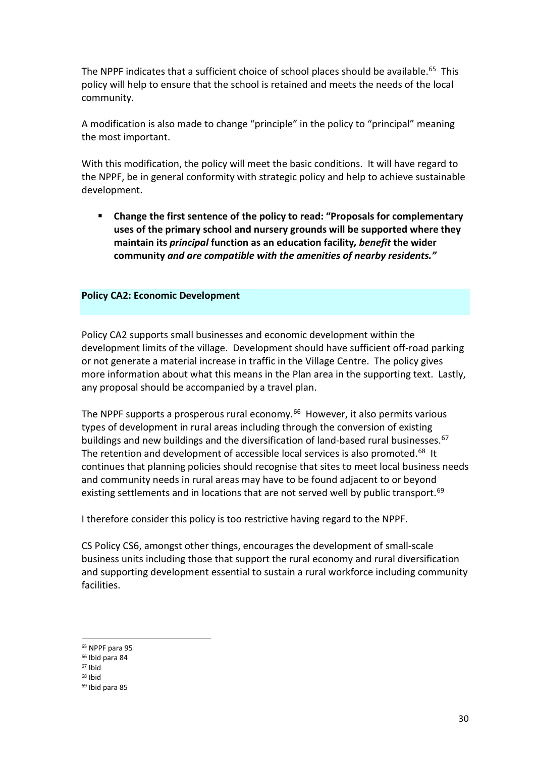The NPPF indicates that a sufficient choice of school places should be available.[65] This policy will help to ensure that the school is retained and meets the needs of the local community.

A modification is also made to change "principle" in the policy to "principal" meaning the most important.

With this modification, the policy will meet the basic conditions. It will have regard to the NPPF, be in general conformity with strategic policy and help to achieve sustainable development.

- **Change the first sentence of the policy to read: "Proposals for complementary uses of the primary school and nursery grounds will be supported where they maintain its *principal* function as an education facility*, benefit* the wider community *and are compatible with the amenities of nearby residents."***

## Policy CA2: Economic Development

Policy CA2 supports small businesses and economic development within the development limits of the village. Development should have sufficient off-road parking or not generate a material increase in traffic in the Village Centre. The policy gives more information about what this means in the Plan area in the supporting text. Lastly, any proposal should be accompanied by a travel plan.

The NPPF supports a prosperous rural economy.[66] However, it also permits various types of development in rural areas including through the conversion of existing buildings and new buildings and the diversification of land-based rural businesses.[67] The retention and development of accessible local services is also promoted.[68] It continues that planning policies should recognise that sites to meet local business needs and community needs in rural areas may have to be found adjacent to or beyond existing settlements and in locations that are not served well by public transport.[69]

I therefore consider this policy is too restrictive having regard to the NPPF.

CS Policy CS6, amongst other things, encourages the development of small-scale business units including those that support the rural economy and rural diversification and supporting development essential to sustain a rural workforce including community facilities.

[65] NPPF para 95
[66] Ibid para 84
[67] Ibid
[68] Ibid
[69] Ibid para 85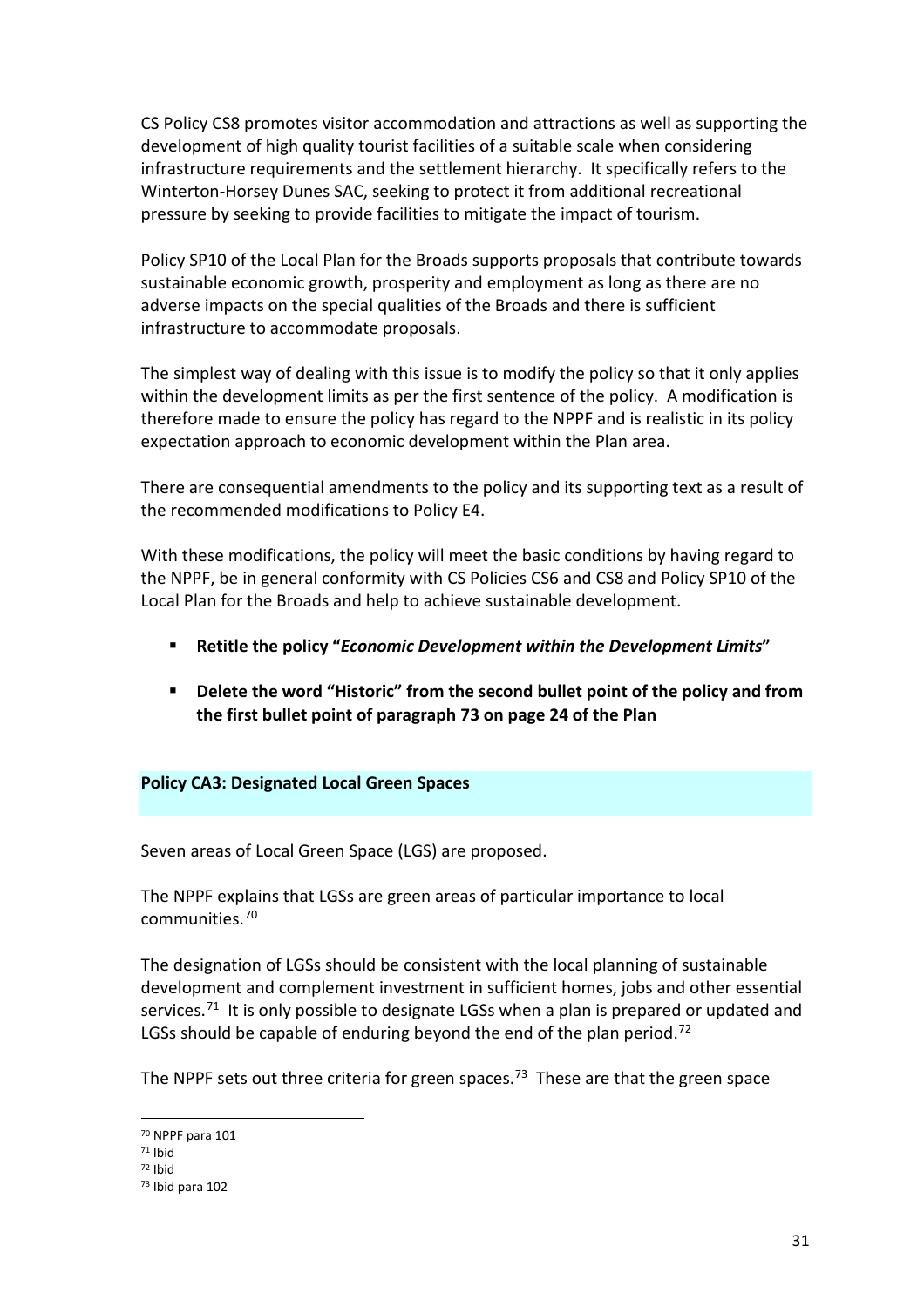CS Policy CS8 promotes visitor accommodation and attractions as well as supporting the development of high quality tourist facilities of a suitable scale when considering infrastructure requirements and the settlement hierarchy. It specifically refers to the Winterton-Horsey Dunes SAC, seeking to protect it from additional recreational pressure by seeking to provide facilities to mitigate the impact of tourism.

Policy SP10 of the Local Plan for the Broads supports proposals that contribute towards sustainable economic growth, prosperity and employment as long as there are no adverse impacts on the special qualities of the Broads and there is sufficient infrastructure to accommodate proposals.

The simplest way of dealing with this issue is to modify the policy so that it only applies within the development limits as per the first sentence of the policy. A modification is therefore made to ensure the policy has regard to the NPPF and is realistic in its policy expectation approach to economic development within the Plan area.

There are consequential amendments to the policy and its supporting text as a result of the recommended modifications to Policy E4.

With these modifications, the policy will meet the basic conditions by having regard to the NPPF, be in general conformity with CS Policies CS6 and CS8 and Policy SP10 of the Local Plan for the Broads and help to achieve sustainable development.

- **Retitle the policy "*Economic Development within the Development Limits*"**
- **Delete the word "Historic" from the second bullet point of the policy and from the first bullet point of paragraph 73 on page 24 of the Plan**

## Policy CA3: Designated Local Green Spaces

Seven areas of Local Green Space (LGS) are proposed.

The NPPF explains that LGSs are green areas of particular importance to local communities.[70]

The designation of LGSs should be consistent with the local planning of sustainable development and complement investment in sufficient homes, jobs and other essential services.[71] It is only possible to designate LGSs when a plan is prepared or updated and LGSs should be capable of enduring beyond the end of the plan period.[72]

The NPPF sets out three criteria for green spaces.[73] These are that the green space

[70] NPPF para 101
[71] Ibid
[72] Ibid
[73] Ibid para 102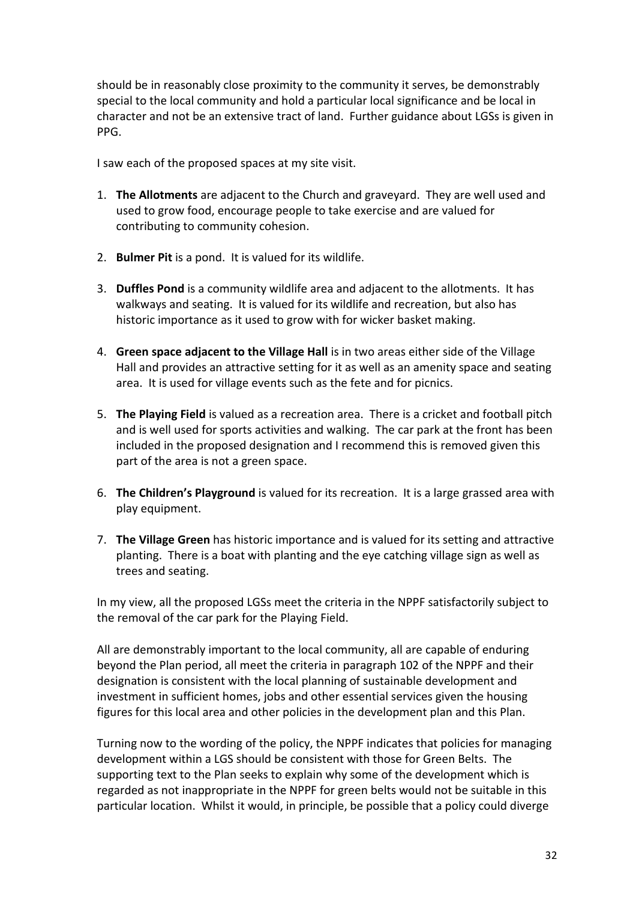should be in reasonably close proximity to the community it serves, be demonstrably special to the local community and hold a particular local significance and be local in character and not be an extensive tract of land. Further guidance about LGSs is given in PPG.

I saw each of the proposed spaces at my site visit.

1. **The Allotments** are adjacent to the Church and graveyard. They are well used and used to grow food, encourage people to take exercise and are valued for contributing to community cohesion.

2. **Bulmer Pit** is a pond. It is valued for its wildlife.

3. **Duffles Pond** is a community wildlife area and adjacent to the allotments. It has walkways and seating. It is valued for its wildlife and recreation, but also has historic importance as it used to grow with for wicker basket making.

4. **Green space adjacent to the Village Hall** is in two areas either side of the Village Hall and provides an attractive setting for it as well as an amenity space and seating area. It is used for village events such as the fete and for picnics.

5. **The Playing Field** is valued as a recreation area. There is a cricket and football pitch and is well used for sports activities and walking. The car park at the front has been included in the proposed designation and I recommend this is removed given this part of the area is not a green space.

6. **The Children's Playground** is valued for its recreation. It is a large grassed area with play equipment.

7. **The Village Green** has historic importance and is valued for its setting and attractive planting. There is a boat with planting and the eye catching village sign as well as trees and seating.

In my view, all the proposed LGSs meet the criteria in the NPPF satisfactorily subject to the removal of the car park for the Playing Field.

All are demonstrably important to the local community, all are capable of enduring beyond the Plan period, all meet the criteria in paragraph 102 of the NPPF and their designation is consistent with the local planning of sustainable development and investment in sufficient homes, jobs and other essential services given the housing figures for this local area and other policies in the development plan and this Plan.

Turning now to the wording of the policy, the NPPF indicates that policies for managing development within a LGS should be consistent with those for Green Belts. The supporting text to the Plan seeks to explain why some of the development which is regarded as not inappropriate in the NPPF for green belts would not be suitable in this particular location. Whilst it would, in principle, be possible that a policy could diverge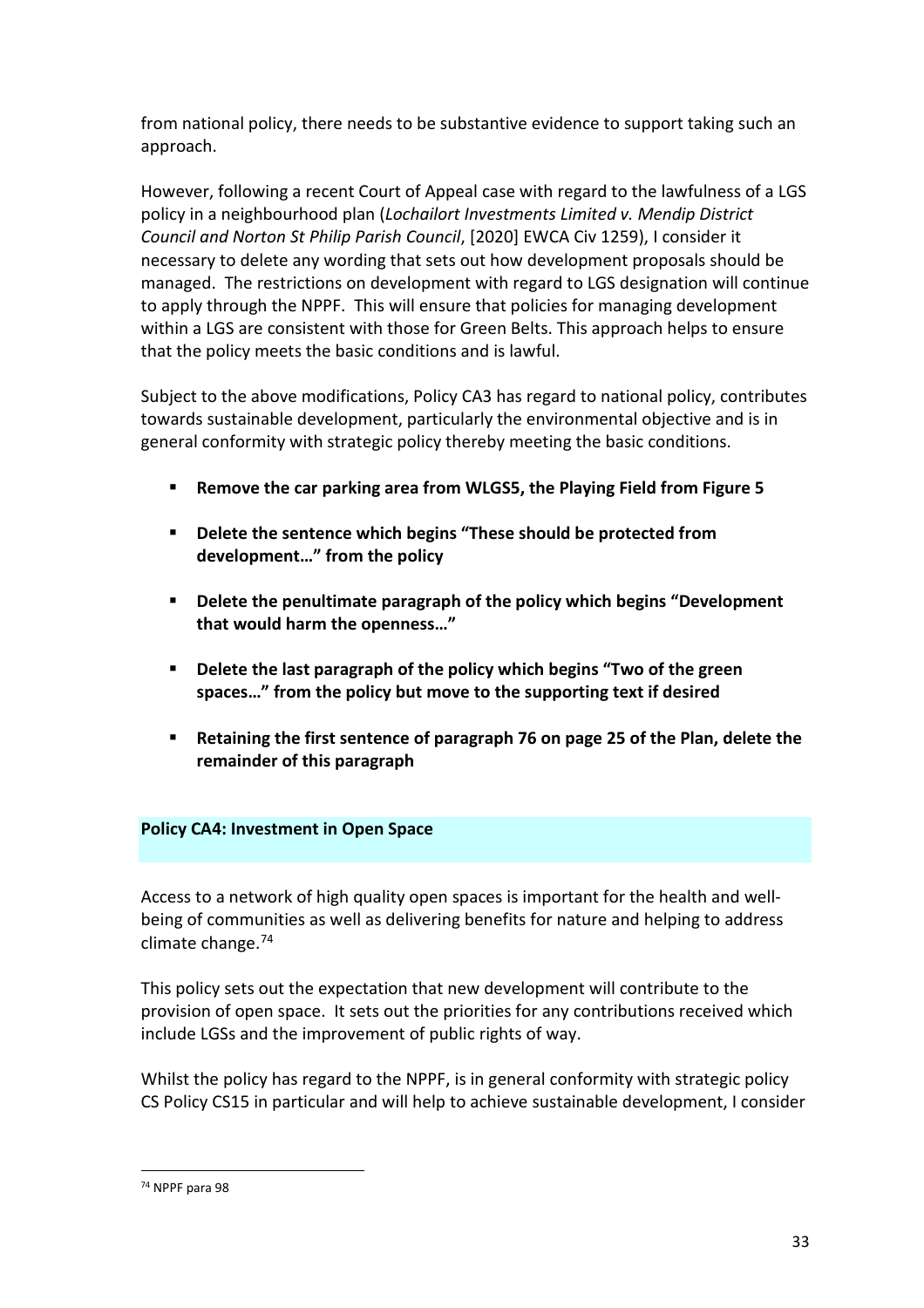from national policy, there needs to be substantive evidence to support taking such an approach.

However, following a recent Court of Appeal case with regard to the lawfulness of a LGS policy in a neighbourhood plan (*Lochailort Investments Limited v. Mendip District Council and Norton St Philip Parish Council*, [2020] EWCA Civ 1259), I consider it necessary to delete any wording that sets out how development proposals should be managed. The restrictions on development with regard to LGS designation will continue to apply through the NPPF. This will ensure that policies for managing development within a LGS are consistent with those for Green Belts. This approach helps to ensure that the policy meets the basic conditions and is lawful.

Subject to the above modifications, Policy CA3 has regard to national policy, contributes towards sustainable development, particularly the environmental objective and is in general conformity with strategic policy thereby meeting the basic conditions.

- **Remove the car parking area from WLGS5, the Playing Field from Figure 5**
- **Delete the sentence which begins "These should be protected from development…" from the policy**
- **Delete the penultimate paragraph of the policy which begins "Development that would harm the openness…"**
- **Delete the last paragraph of the policy which begins "Two of the green spaces…" from the policy but move to the supporting text if desired**
- **Retaining the first sentence of paragraph 76 on page 25 of the Plan, delete the remainder of this paragraph**

## Policy CA4: Investment in Open Space

Access to a network of high quality open spaces is important for the health and well-being of communities as well as delivering benefits for nature and helping to address climate change.[74]

This policy sets out the expectation that new development will contribute to the provision of open space. It sets out the priorities for any contributions received which include LGSs and the improvement of public rights of way.

Whilst the policy has regard to the NPPF, is in general conformity with strategic policy CS Policy CS15 in particular and will help to achieve sustainable development, I consider

[74] NPPF para 98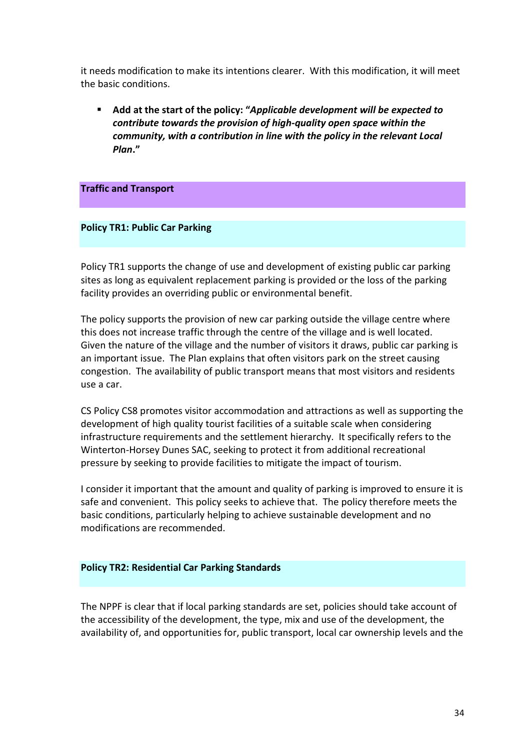it needs modification to make its intentions clearer. With this modification, it will meet the basic conditions.

- **Add at the start of the policy: "*Applicable development will be expected to contribute towards the provision of high-quality open space within the community, with a contribution in line with the policy in the relevant Local Plan*."**

## Traffic and Transport

### Policy TR1: Public Car Parking

Policy TR1 supports the change of use and development of existing public car parking sites as long as equivalent replacement parking is provided or the loss of the parking facility provides an overriding public or environmental benefit.

The policy supports the provision of new car parking outside the village centre where this does not increase traffic through the centre of the village and is well located. Given the nature of the village and the number of visitors it draws, public car parking is an important issue. The Plan explains that often visitors park on the street causing congestion. The availability of public transport means that most visitors and residents use a car.

CS Policy CS8 promotes visitor accommodation and attractions as well as supporting the development of high quality tourist facilities of a suitable scale when considering infrastructure requirements and the settlement hierarchy. It specifically refers to the Winterton-Horsey Dunes SAC, seeking to protect it from additional recreational pressure by seeking to provide facilities to mitigate the impact of tourism.

I consider it important that the amount and quality of parking is improved to ensure it is safe and convenient. This policy seeks to achieve that. The policy therefore meets the basic conditions, particularly helping to achieve sustainable development and no modifications are recommended.

### Policy TR2: Residential Car Parking Standards

The NPPF is clear that if local parking standards are set, policies should take account of the accessibility of the development, the type, mix and use of the development, the availability of, and opportunities for, public transport, local car ownership levels and the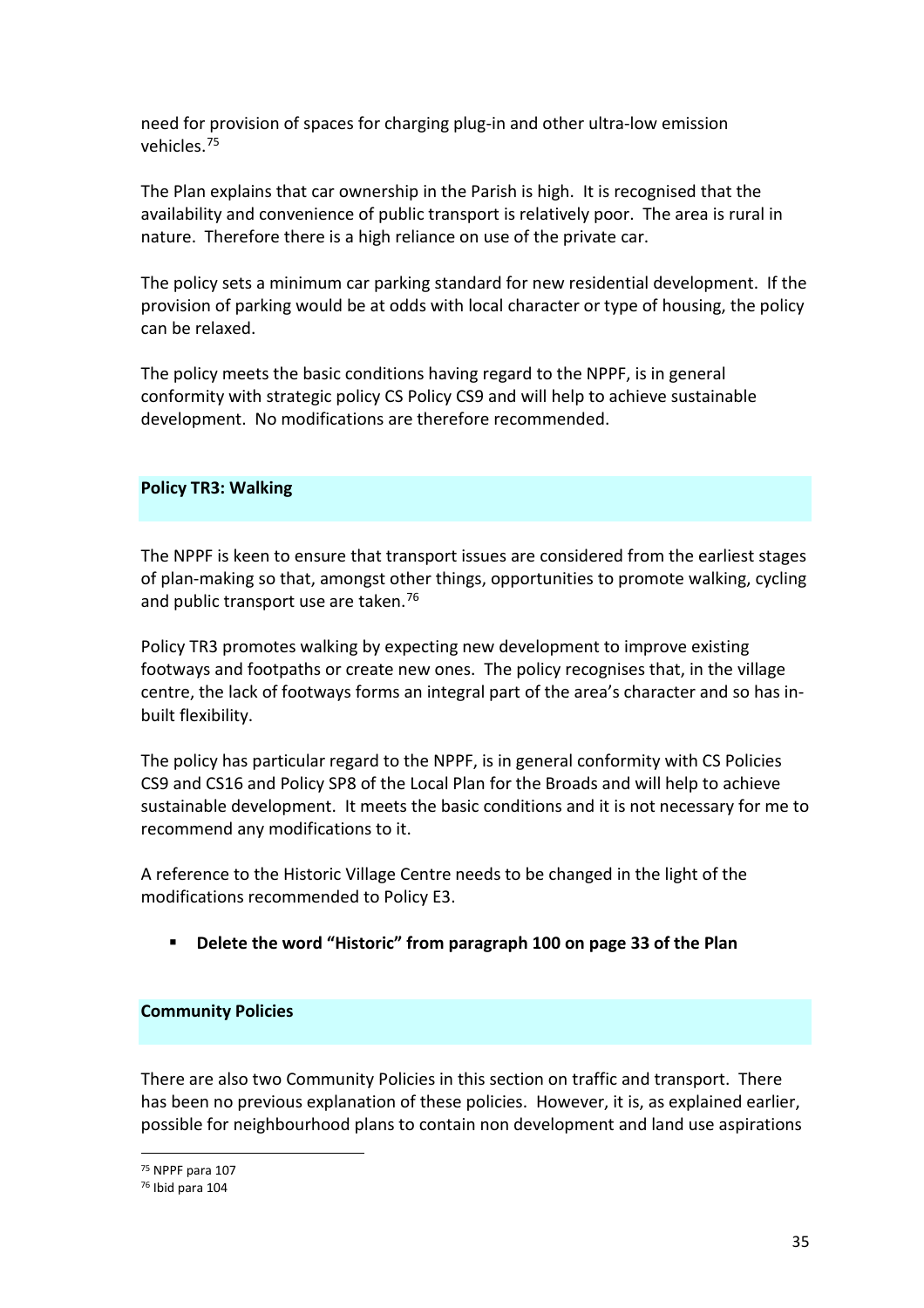need for provision of spaces for charging plug-in and other ultra-low emission vehicles.[75]

The Plan explains that car ownership in the Parish is high. It is recognised that the availability and convenience of public transport is relatively poor. The area is rural in nature. Therefore there is a high reliance on use of the private car.

The policy sets a minimum car parking standard for new residential development. If the provision of parking would be at odds with local character or type of housing, the policy can be relaxed.

The policy meets the basic conditions having regard to the NPPF, is in general conformity with strategic policy CS Policy CS9 and will help to achieve sustainable development. No modifications are therefore recommended.

## Policy TR3: Walking

The NPPF is keen to ensure that transport issues are considered from the earliest stages of plan-making so that, amongst other things, opportunities to promote walking, cycling and public transport use are taken.[76]

Policy TR3 promotes walking by expecting new development to improve existing footways and footpaths or create new ones. The policy recognises that, in the village centre, the lack of footways forms an integral part of the area's character and so has in-built flexibility.

The policy has particular regard to the NPPF, is in general conformity with CS Policies CS9 and CS16 and Policy SP8 of the Local Plan for the Broads and will help to achieve sustainable development. It meets the basic conditions and it is not necessary for me to recommend any modifications to it.

A reference to the Historic Village Centre needs to be changed in the light of the modifications recommended to Policy E3.

- **Delete the word "Historic" from paragraph 100 on page 33 of the Plan**

## Community Policies

There are also two Community Policies in this section on traffic and transport. There has been no previous explanation of these policies. However, it is, as explained earlier, possible for neighbourhood plans to contain non development and land use aspirations

---

[75] NPPF para 107

[76] Ibid para 104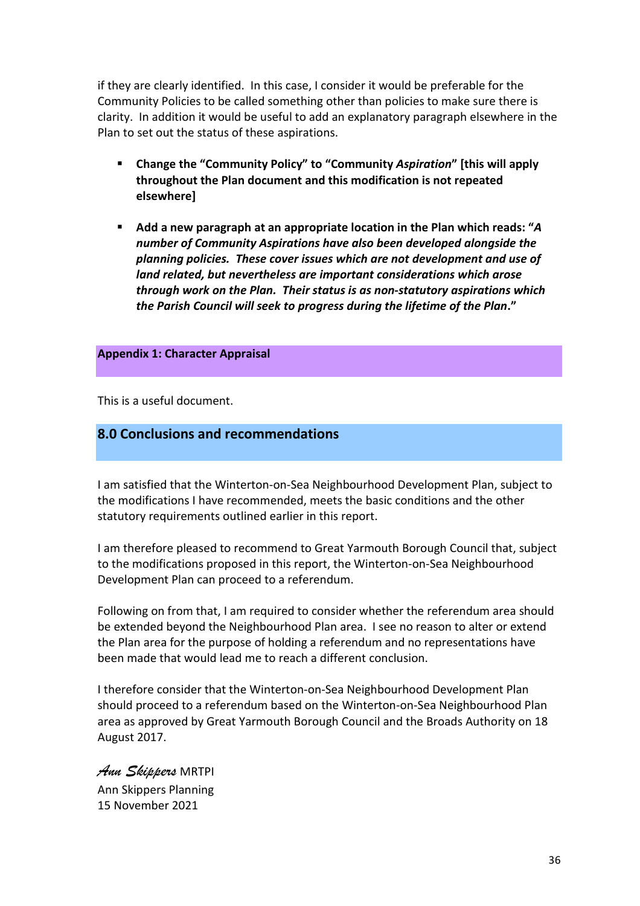if they are clearly identified. In this case, I consider it would be preferable for the Community Policies to be called something other than policies to make sure there is clarity. In addition it would be useful to add an explanatory paragraph elsewhere in the Plan to set out the status of these aspirations.

- **Change the "Community Policy" to "Community *Aspiration*" [this will apply throughout the Plan document and this modification is not repeated elsewhere]**

- **Add a new paragraph at an appropriate location in the Plan which reads: "*A number of Community Aspirations have also been developed alongside the planning policies. These cover issues which are not development and use of land related, but nevertheless are important considerations which arose through work on the Plan. Their status is as non-statutory aspirations which the Parish Council will seek to progress during the lifetime of the Plan*."**

### Appendix 1: Character Appraisal

This is a useful document.

## 8.0 Conclusions and recommendations

I am satisfied that the Winterton-on-Sea Neighbourhood Development Plan, subject to the modifications I have recommended, meets the basic conditions and the other statutory requirements outlined earlier in this report.

I am therefore pleased to recommend to Great Yarmouth Borough Council that, subject to the modifications proposed in this report, the Winterton-on-Sea Neighbourhood Development Plan can proceed to a referendum.

Following on from that, I am required to consider whether the referendum area should be extended beyond the Neighbourhood Plan area. I see no reason to alter or extend the Plan area for the purpose of holding a referendum and no representations have been made that would lead me to reach a different conclusion.

I therefore consider that the Winterton-on-Sea Neighbourhood Development Plan should proceed to a referendum based on the Winterton-on-Sea Neighbourhood Plan area as approved by Great Yarmouth Borough Council and the Broads Authority on 18 August 2017.

*Ann Skippers* MRTPI
Ann Skippers Planning
15 November 2021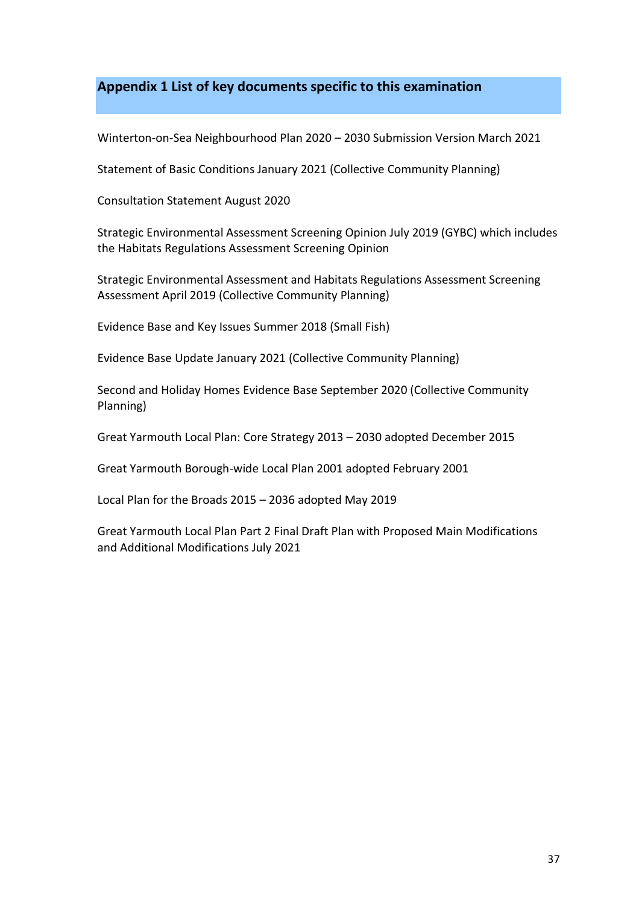## Appendix 1 List of key documents specific to this examination

Winterton-on-Sea Neighbourhood Plan 2020 – 2030 Submission Version March 2021

Statement of Basic Conditions January 2021 (Collective Community Planning)

Consultation Statement August 2020

Strategic Environmental Assessment Screening Opinion July 2019 (GYBC) which includes the Habitats Regulations Assessment Screening Opinion

Strategic Environmental Assessment and Habitats Regulations Assessment Screening Assessment April 2019 (Collective Community Planning)

Evidence Base and Key Issues Summer 2018 (Small Fish)

Evidence Base Update January 2021 (Collective Community Planning)

Second and Holiday Homes Evidence Base September 2020 (Collective Community Planning)

Great Yarmouth Local Plan: Core Strategy 2013 – 2030 adopted December 2015

Great Yarmouth Borough-wide Local Plan 2001 adopted February 2001

Local Plan for the Broads 2015 – 2036 adopted May 2019

Great Yarmouth Local Plan Part 2 Final Draft Plan with Proposed Main Modifications and Additional Modifications July 2021